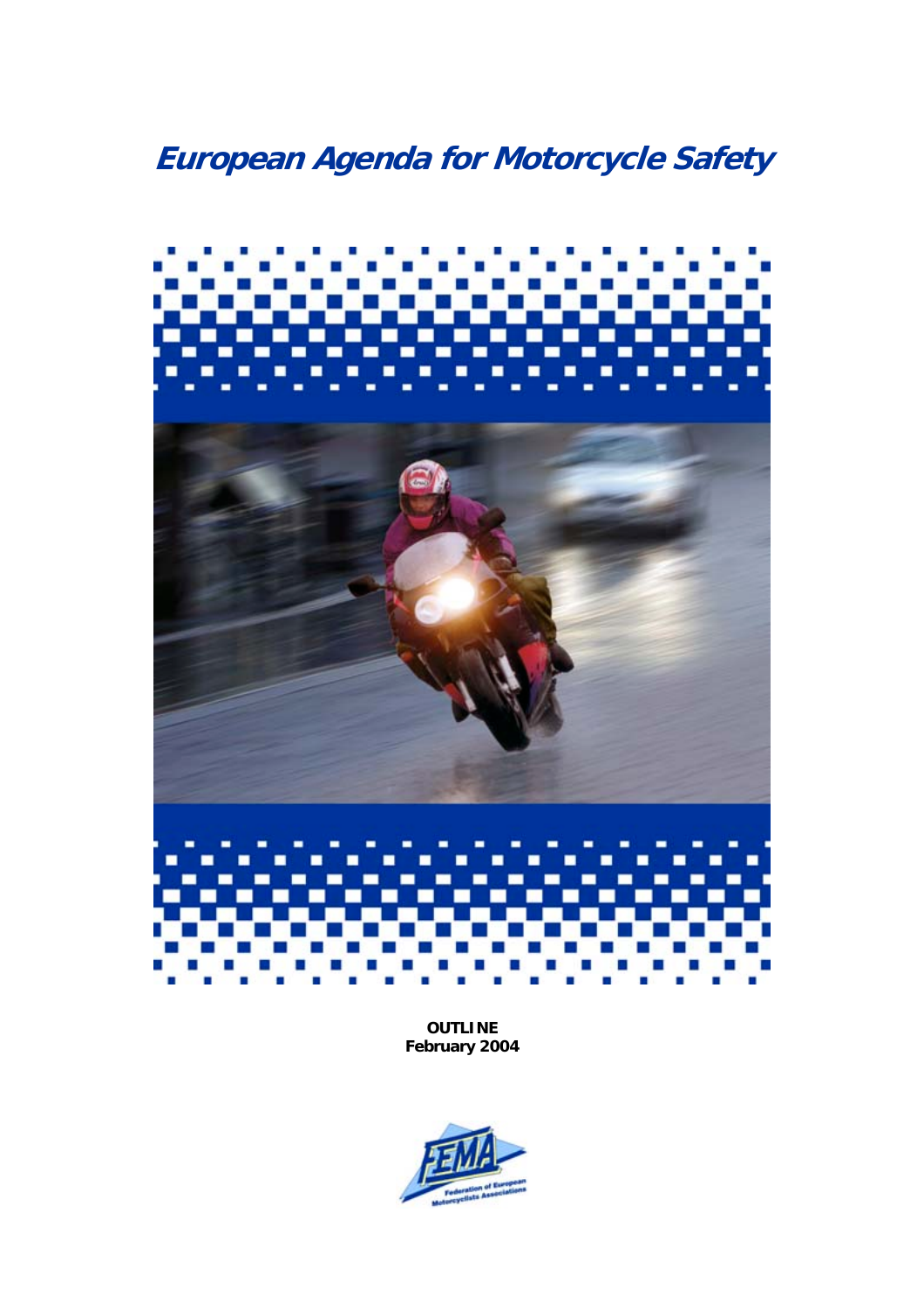# European Agenda for Motorcycle Safety

**OUTLINE**
**February 2004**

Federation of European Motorcyclists Associations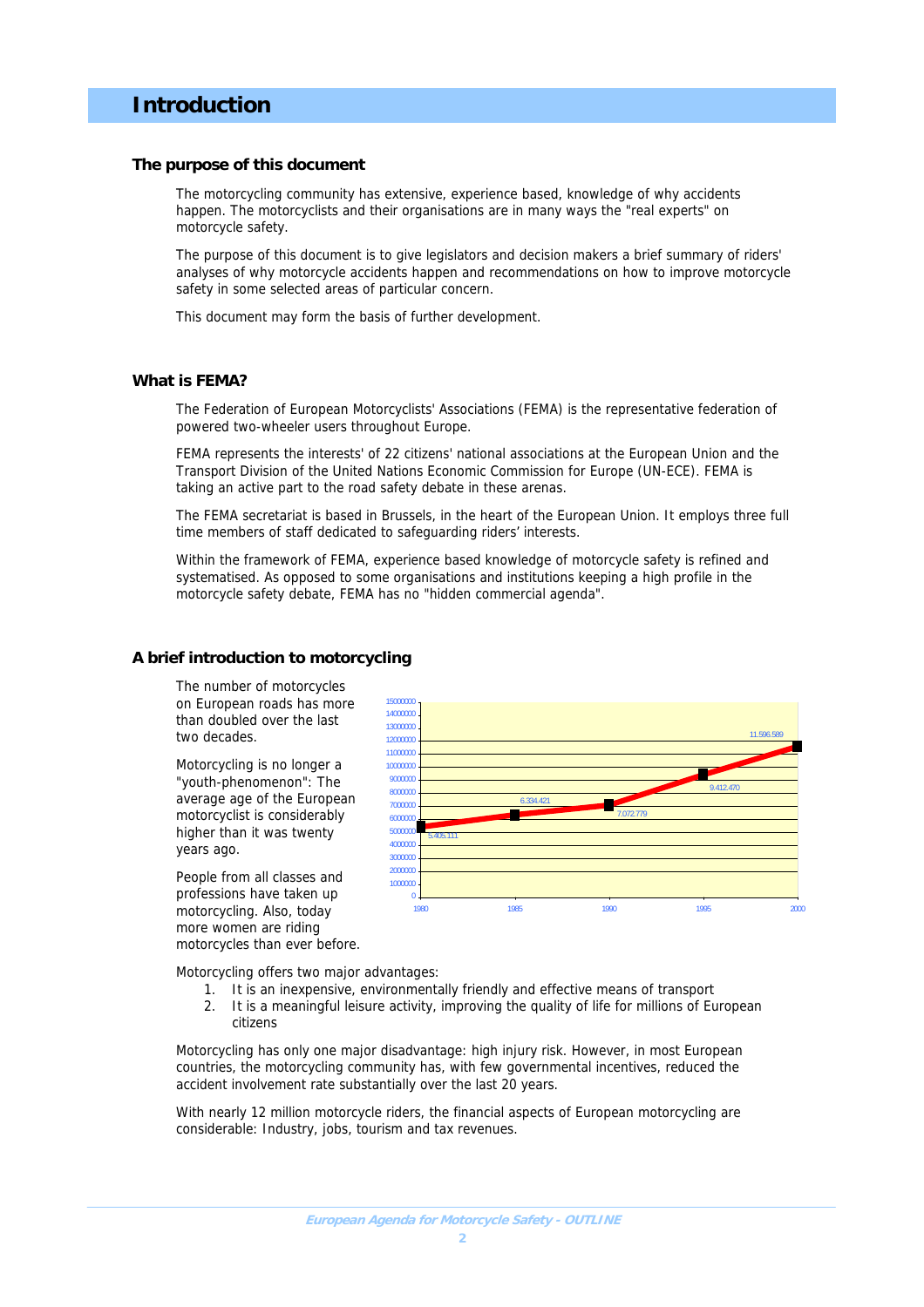# Introduction

## The purpose of this document

The motorcycling community has extensive, experience based, knowledge of why accidents happen. The motorcyclists and their organisations are in many ways the "real experts" on motorcycle safety.

The purpose of this document is to give legislators and decision makers a brief summary of riders' analyses of why motorcycle accidents happen and recommendations on how to improve motorcycle safety in some selected areas of particular concern.

This document may form the basis of further development.

## What is FEMA?

The Federation of European Motorcyclists' Associations (FEMA) is the representative federation of powered two-wheeler users throughout Europe.

FEMA represents the interests' of 22 citizens' national associations at the European Union and the Transport Division of the United Nations Economic Commission for Europe (UN-ECE). FEMA is taking an active part to the road safety debate in these arenas.

The FEMA secretariat is based in Brussels, in the heart of the European Union. It employs three full time members of staff dedicated to safeguarding riders' interests.

Within the framework of FEMA, experience based knowledge of motorcycle safety is refined and systematised. As opposed to some organisations and institutions keeping a high profile in the motorcycle safety debate, FEMA has no "hidden commercial agenda".

## A brief introduction to motorcycling

The number of motorcycles on European roads has more than doubled over the last two decades.

Motorcycling is no longer a "youth-phenomenon": The average age of the European motorcyclist is considerably higher than it was twenty years ago.

People from all classes and professions have taken up motorcycling. Also, today more women are riding motorcycles than ever before.

Motorcycling offers two major advantages:

1. It is an inexpensive, environmentally friendly and effective means of transport
2. It is a meaningful leisure activity, improving the quality of life for millions of European citizens

Motorcycling has only one major disadvantage: high injury risk. However, in most European countries, the motorcycling community has, with few governmental incentives, reduced the accident involvement rate substantially over the last 20 years.

With nearly 12 million motorcycle riders, the financial aspects of European motorcycling are considerable: Industry, jobs, tourism and tax revenues.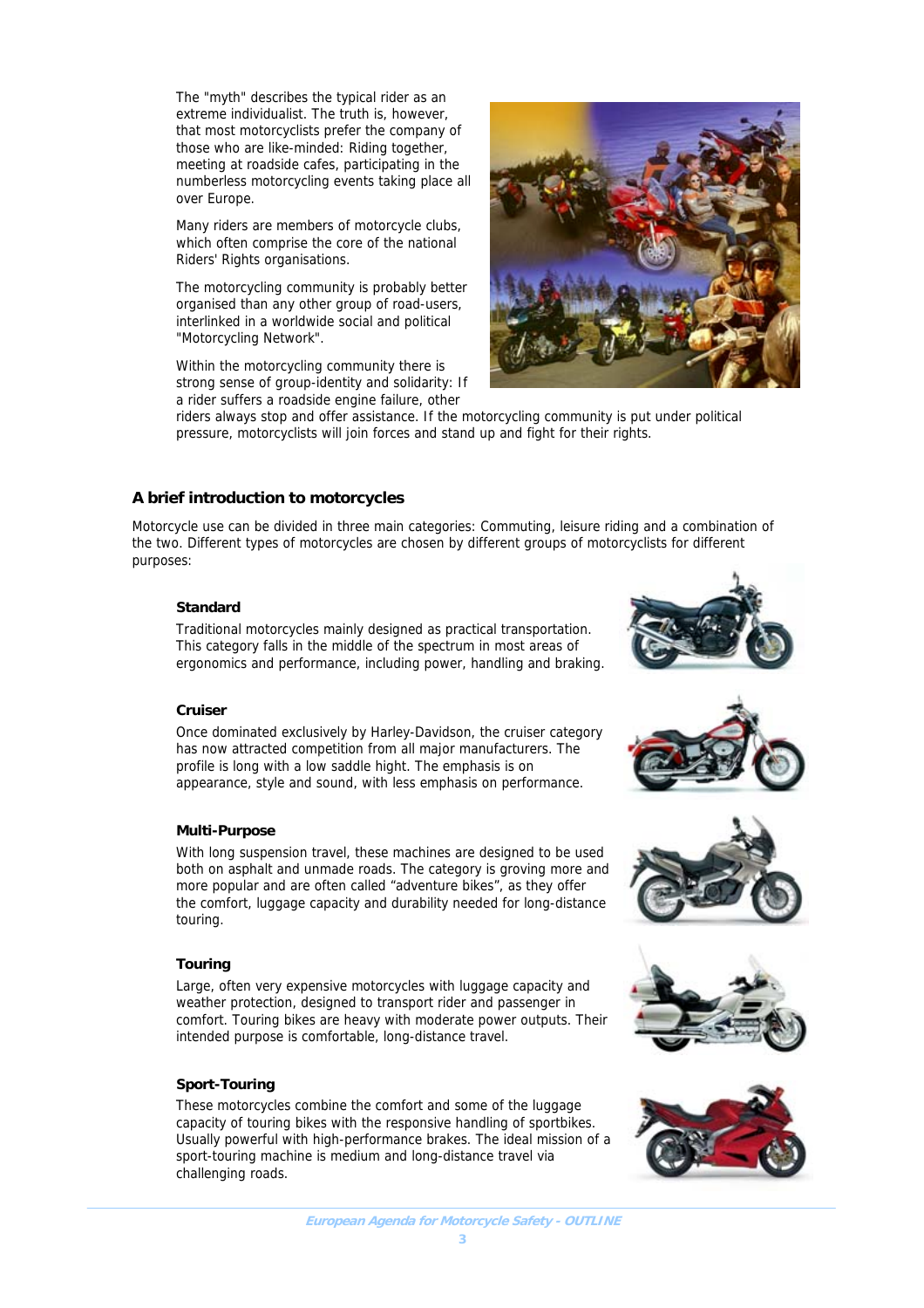The "myth" describes the typical rider as an extreme individualist. The truth is, however, that most motorcyclists prefer the company of those who are like-minded: Riding together, meeting at roadside cafes, participating in the numberless motorcycling events taking place all over Europe.

Many riders are members of motorcycle clubs, which often comprise the core of the national Riders' Rights organisations.

The motorcycling community is probably better organised than any other group of road-users, interlinked in a worldwide social and political "Motorcycling Network".

Within the motorcycling community there is strong sense of group-identity and solidarity: If a rider suffers a roadside engine failure, other riders always stop and offer assistance. If the motorcycling community is put under political pressure, motorcyclists will join forces and stand up and fight for their rights.

## A brief introduction to motorcycles

Motorcycle use can be divided in three main categories: Commuting, leisure riding and a combination of the two. Different types of motorcycles are chosen by different groups of motorcyclists for different purposes:

### Standard

Traditional motorcycles mainly designed as practical transportation. This category falls in the middle of the spectrum in most areas of ergonomics and performance, including power, handling and braking.

### Cruiser

Once dominated exclusively by Harley-Davidson, the cruiser category has now attracted competition from all major manufacturers. The profile is long with a low saddle hight. The emphasis is on appearance, style and sound, with less emphasis on performance.

### Multi-Purpose

With long suspension travel, these machines are designed to be used both on asphalt and unmade roads. The category is groving more and more popular and are often called "adventure bikes", as they offer the comfort, luggage capacity and durability needed for long-distance touring.

### Touring

Large, often very expensive motorcycles with luggage capacity and weather protection, designed to transport rider and passenger in comfort. Touring bikes are heavy with moderate power outputs. Their intended purpose is comfortable, long-distance travel.

### Sport-Touring

These motorcycles combine the comfort and some of the luggage capacity of touring bikes with the responsive handling of sportbikes. Usually powerful with high-performance brakes. The ideal mission of a sport-touring machine is medium and long-distance travel via challenging roads.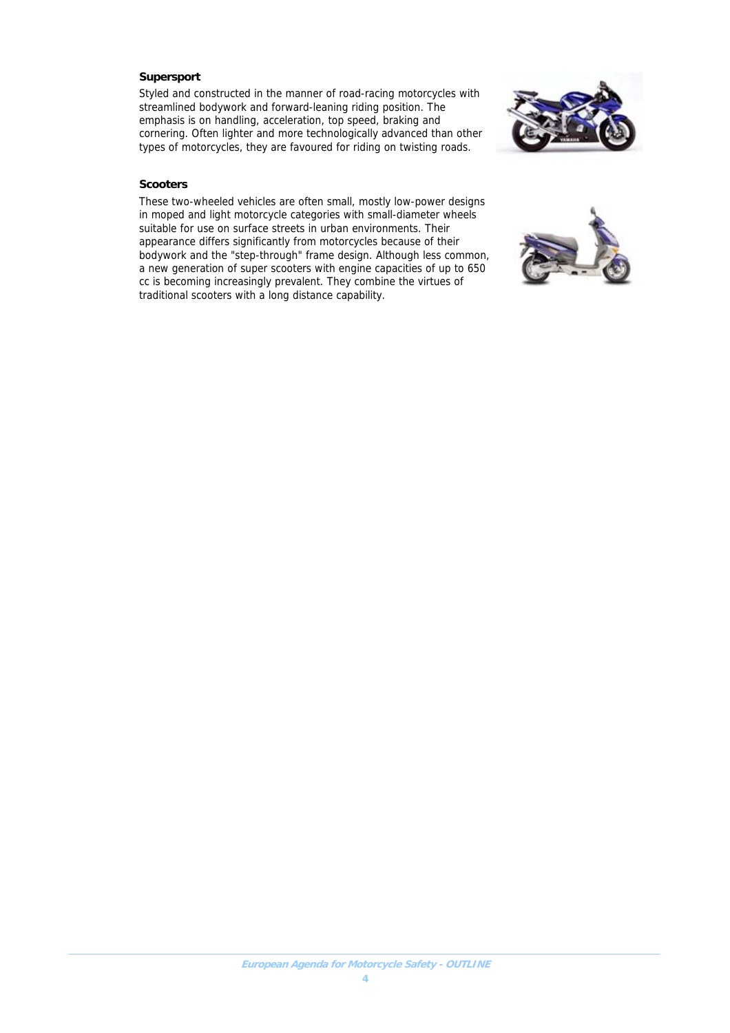**Supersport**

Styled and constructed in the manner of road-racing motorcycles with streamlined bodywork and forward-leaning riding position. The emphasis is on handling, acceleration, top speed, braking and cornering. Often lighter and more technologically advanced than other types of motorcycles, they are favoured for riding on twisting roads.

**Scooters**

These two-wheeled vehicles are often small, mostly low-power designs in moped and light motorcycle categories with small-diameter wheels suitable for use on surface streets in urban environments. Their appearance differs significantly from motorcycles because of their bodywork and the "step-through" frame design. Although less common, a new generation of super scooters with engine capacities of up to 650 cc is becoming increasingly prevalent. They combine the virtues of traditional scooters with a long distance capability.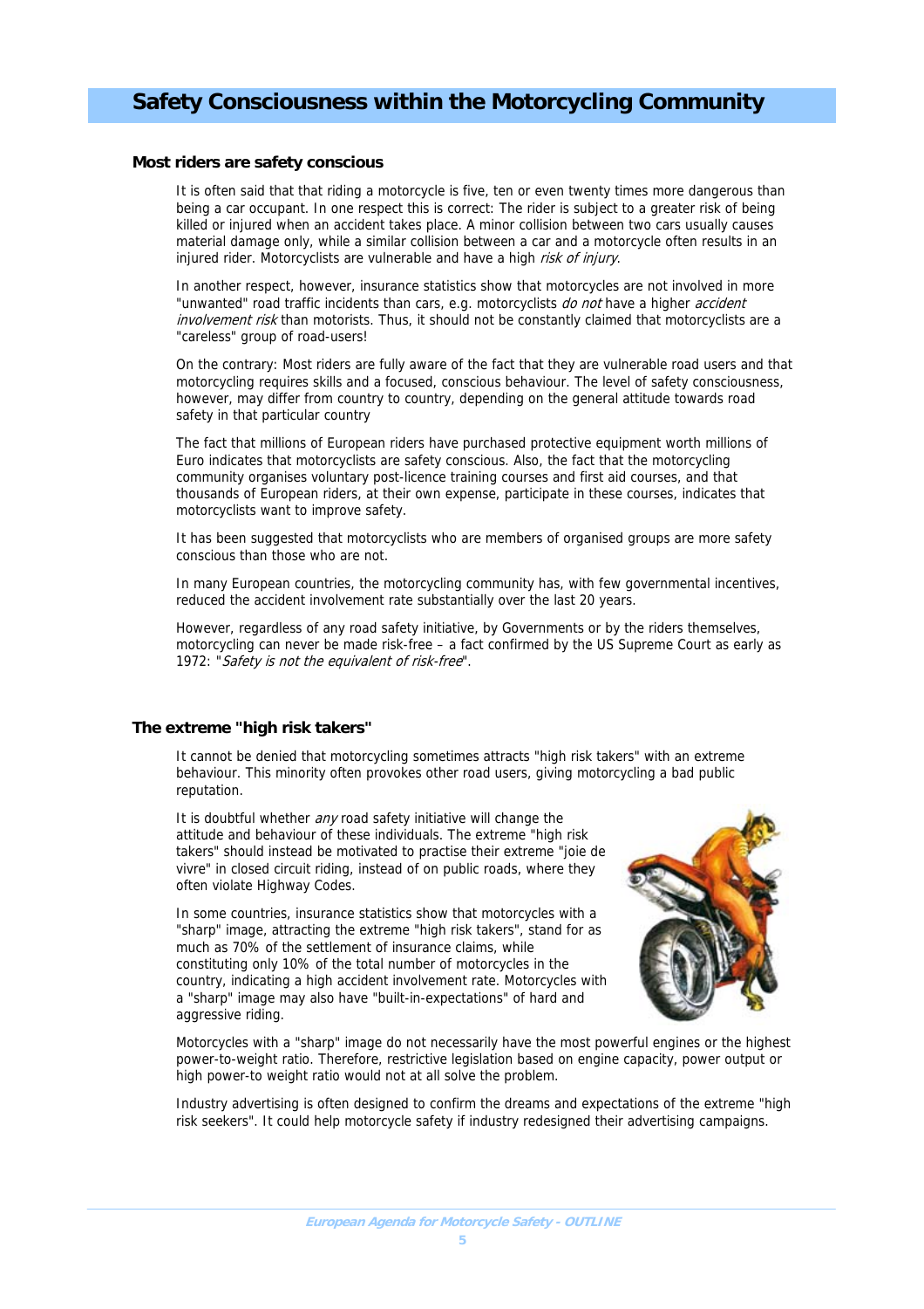# Safety Consciousness within the Motorcycling Community

## Most riders are safety conscious

It is often said that that riding a motorcycle is five, ten or even twenty times more dangerous than being a car occupant. In one respect this is correct: The rider is subject to a greater risk of being killed or injured when an accident takes place. A minor collision between two cars usually causes material damage only, while a similar collision between a car and a motorcycle often results in an injured rider. Motorcyclists are vulnerable and have a high *risk of injury*.

In another respect, however, insurance statistics show that motorcycles are not involved in more "unwanted" road traffic incidents than cars, e.g. motorcyclists *do not* have a higher *accident involvement risk* than motorists. Thus, it should not be constantly claimed that motorcyclists are a "careless" group of road-users!

On the contrary: Most riders are fully aware of the fact that they are vulnerable road users and that motorcycling requires skills and a focused, conscious behaviour. The level of safety consciousness, however, may differ from country to country, depending on the general attitude towards road safety in that particular country

The fact that millions of European riders have purchased protective equipment worth millions of Euro indicates that motorcyclists are safety conscious. Also, the fact that the motorcycling community organises voluntary post-licence training courses and first aid courses, and that thousands of European riders, at their own expense, participate in these courses, indicates that motorcyclists want to improve safety.

It has been suggested that motorcyclists who are members of organised groups are more safety conscious than those who are not.

In many European countries, the motorcycling community has, with few governmental incentives, reduced the accident involvement rate substantially over the last 20 years.

However, regardless of any road safety initiative, by Governments or by the riders themselves, motorcycling can never be made risk-free – a fact confirmed by the US Supreme Court as early as 1972: "*Safety is not the equivalent of risk-free*".

## The extreme "high risk takers"

It cannot be denied that motorcycling sometimes attracts "high risk takers" with an extreme behaviour. This minority often provokes other road users, giving motorcycling a bad public reputation.

It is doubtful whether *any* road safety initiative will change the attitude and behaviour of these individuals. The extreme "high risk takers" should instead be motivated to practise their extreme "joie de vivre" in closed circuit riding, instead of on public roads, where they often violate Highway Codes.

In some countries, insurance statistics show that motorcycles with a "sharp" image, attracting the extreme "high risk takers", stand for as much as 70% of the settlement of insurance claims, while constituting only 10% of the total number of motorcycles in the country, indicating a high accident involvement rate. Motorcycles with a "sharp" image may also have "built-in-expectations" of hard and aggressive riding.

Motorcycles with a "sharp" image do not necessarily have the most powerful engines or the highest power-to-weight ratio. Therefore, restrictive legislation based on engine capacity, power output or high power-to weight ratio would not at all solve the problem.

Industry advertising is often designed to confirm the dreams and expectations of the extreme "high risk seekers". It could help motorcycle safety if industry redesigned their advertising campaigns.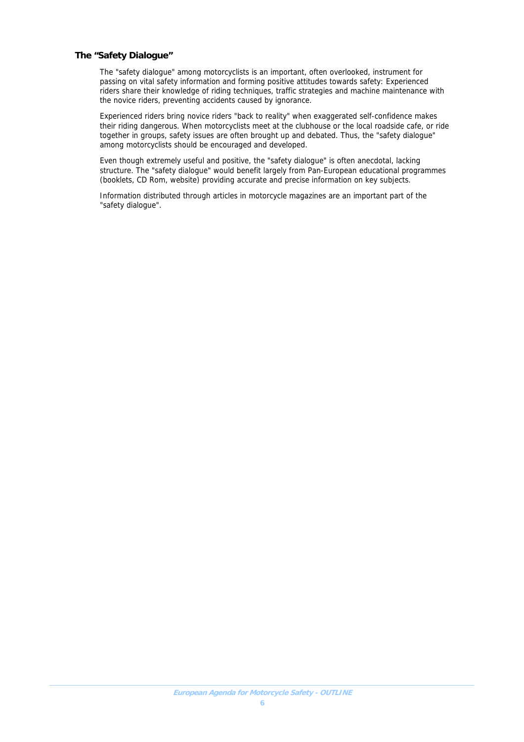## The "Safety Dialogue"

The "safety dialogue" among motorcyclists is an important, often overlooked, instrument for passing on vital safety information and forming positive attitudes towards safety: Experienced riders share their knowledge of riding techniques, traffic strategies and machine maintenance with the novice riders, preventing accidents caused by ignorance.

Experienced riders bring novice riders "back to reality" when exaggerated self-confidence makes their riding dangerous. When motorcyclists meet at the clubhouse or the local roadside cafe, or ride together in groups, safety issues are often brought up and debated. Thus, the "safety dialogue" among motorcyclists should be encouraged and developed.

Even though extremely useful and positive, the "safety dialogue" is often anecdotal, lacking structure. The "safety dialogue" would benefit largely from Pan-European educational programmes (booklets, CD Rom, website) providing accurate and precise information on key subjects.

Information distributed through articles in motorcycle magazines are an important part of the "safety dialogue".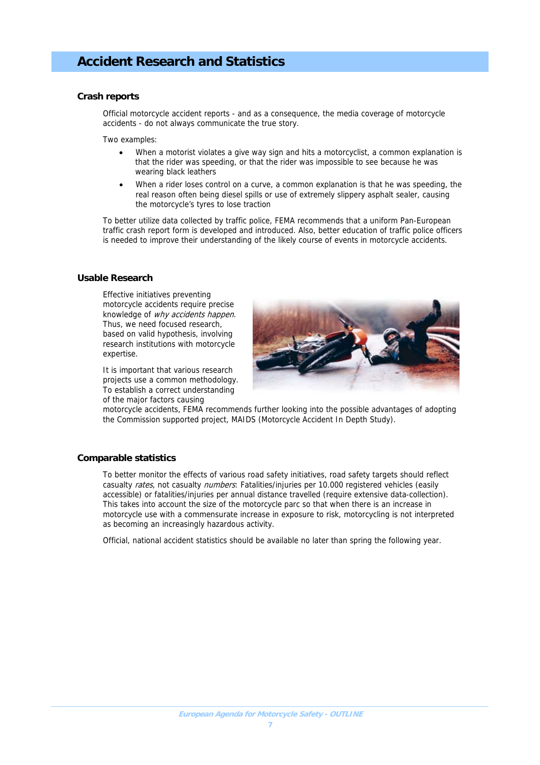# Accident Research and Statistics

### Crash reports

Official motorcycle accident reports - and as a consequence, the media coverage of motorcycle accidents - do not always communicate the true story.

Two examples:

- When a motorist violates a give way sign and hits a motorcyclist, a common explanation is that the rider was speeding, or that the rider was impossible to see because he was wearing black leathers
- When a rider loses control on a curve, a common explanation is that he was speeding, the real reason often being diesel spills or use of extremely slippery asphalt sealer, causing the motorcycle's tyres to lose traction

To better utilize data collected by traffic police, FEMA recommends that a uniform Pan-European traffic crash report form is developed and introduced. Also, better education of traffic police officers is needed to improve their understanding of the likely course of events in motorcycle accidents.

### Usable Research

Effective initiatives preventing motorcycle accidents require precise knowledge of *why accidents happen*. Thus, we need focused research, based on valid hypothesis, involving research institutions with motorcycle expertise.

It is important that various research projects use a common methodology. To establish a correct understanding of the major factors causing motorcycle accidents, FEMA recommends further looking into the possible advantages of adopting the Commission supported project, MAIDS (Motorcycle Accident In Depth Study).

### Comparable statistics

To better monitor the effects of various road safety initiatives, road safety targets should reflect casualty *rates*, not casualty *numbers*: Fatalities/injuries per 10.000 registered vehicles (easily accessible) or fatalities/injuries per annual distance travelled (require extensive data-collection). This takes into account the size of the motorcycle parc so that when there is an increase in motorcycle use with a commensurate increase in exposure to risk, motorcycling is not interpreted as becoming an increasingly hazardous activity.

Official, national accident statistics should be available no later than spring the following year.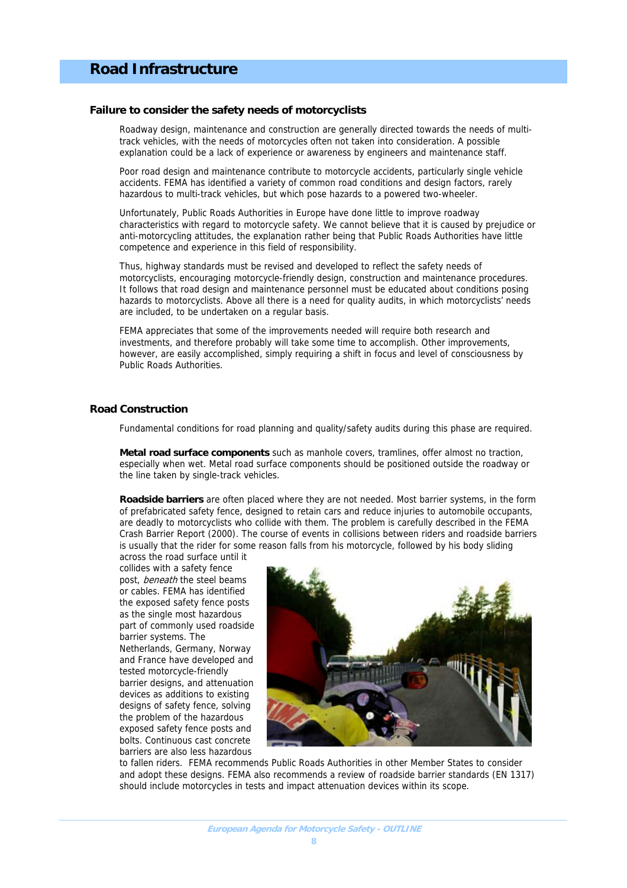# Road Infrastructure

## Failure to consider the safety needs of motorcyclists

Roadway design, maintenance and construction are generally directed towards the needs of multi-track vehicles, with the needs of motorcycles often not taken into consideration. A possible explanation could be a lack of experience or awareness by engineers and maintenance staff.

Poor road design and maintenance contribute to motorcycle accidents, particularly single vehicle accidents. FEMA has identified a variety of common road conditions and design factors, rarely hazardous to multi-track vehicles, but which pose hazards to a powered two-wheeler.

Unfortunately, Public Roads Authorities in Europe have done little to improve roadway characteristics with regard to motorcycle safety. We cannot believe that it is caused by prejudice or anti-motorcycling attitudes, the explanation rather being that Public Roads Authorities have little competence and experience in this field of responsibility.

Thus, highway standards must be revised and developed to reflect the safety needs of motorcyclists, encouraging motorcycle-friendly design, construction and maintenance procedures. It follows that road design and maintenance personnel must be educated about conditions posing hazards to motorcyclists. Above all there is a need for quality audits, in which motorcyclists' needs are included, to be undertaken on a regular basis.

FEMA appreciates that some of the improvements needed will require both research and investments, and therefore probably will take some time to accomplish. Other improvements, however, are easily accomplished, simply requiring a shift in focus and level of consciousness by Public Roads Authorities.

## Road Construction

Fundamental conditions for road planning and quality/safety audits during this phase are required.

**Metal road surface components** such as manhole covers, tramlines, offer almost no traction, especially when wet. Metal road surface components should be positioned outside the roadway or the line taken by single-track vehicles.

**Roadside barriers** are often placed where they are not needed. Most barrier systems, in the form of prefabricated safety fence, designed to retain cars and reduce injuries to automobile occupants, are deadly to motorcyclists who collide with them. The problem is carefully described in the FEMA Crash Barrier Report (2000). The course of events in collisions between riders and roadside barriers is usually that the rider for some reason falls from his motorcycle, followed by his body sliding across the road surface until it collides with a safety fence post, *beneath* the steel beams or cables. FEMA has identified the exposed safety fence posts as the single most hazardous part of commonly used roadside barrier systems. The Netherlands, Germany, Norway and France have developed and tested motorcycle-friendly barrier designs, and attenuation devices as additions to existing designs of safety fence, solving the problem of the hazardous exposed safety fence posts and bolts. Continuous cast concrete barriers are also less hazardous to fallen riders. FEMA recommends Public Roads Authorities in other Member States to consider and adopt these designs. FEMA also recommends a review of roadside barrier standards (EN 1317) should include motorcycles in tests and impact attenuation devices within its scope.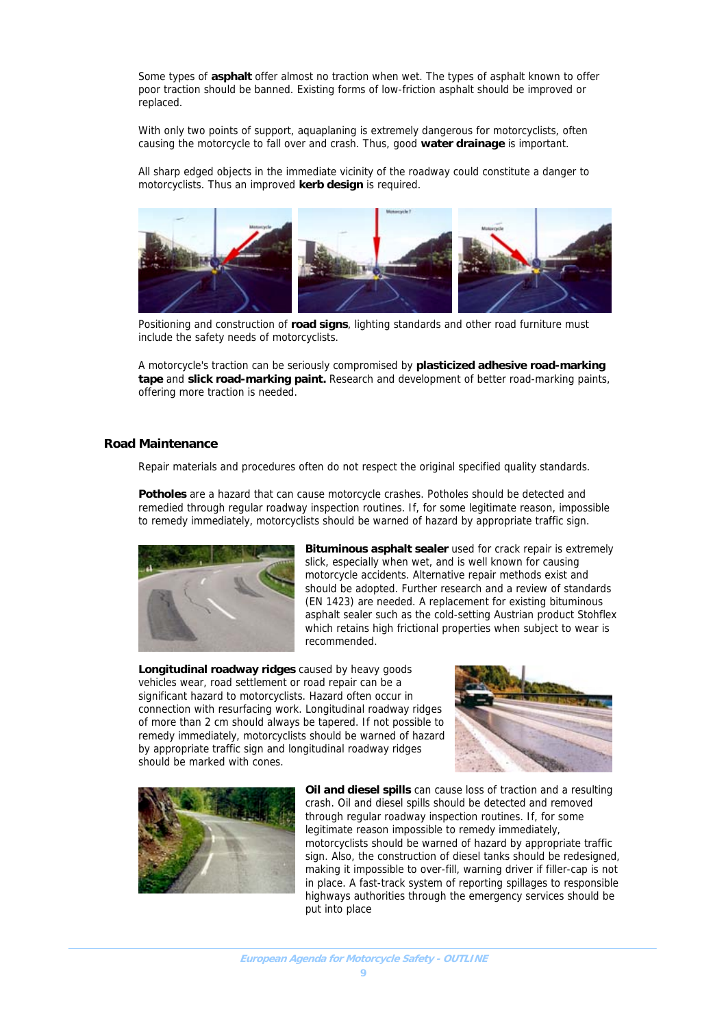Some types of **asphalt** offer almost no traction when wet. The types of asphalt known to offer poor traction should be banned. Existing forms of low-friction asphalt should be improved or replaced.

With only two points of support, aquaplaning is extremely dangerous for motorcyclists, often causing the motorcycle to fall over and crash. Thus, good **water drainage** is important.

All sharp edged objects in the immediate vicinity of the roadway could constitute a danger to motorcyclists. Thus an improved **kerb design** is required.

Positioning and construction of **road signs**, lighting standards and other road furniture must include the safety needs of motorcyclists.

A motorcycle's traction can be seriously compromised by **plasticized adhesive road-marking tape** and **slick road-marking paint.** Research and development of better road-marking paints, offering more traction is needed.

## Road Maintenance

Repair materials and procedures often do not respect the original specified quality standards.

**Potholes** are a hazard that can cause motorcycle crashes. Potholes should be detected and remedied through regular roadway inspection routines. If, for some legitimate reason, impossible to remedy immediately, motorcyclists should be warned of hazard by appropriate traffic sign.

**Bituminous asphalt sealer** used for crack repair is extremely slick, especially when wet, and is well known for causing motorcycle accidents. Alternative repair methods exist and should be adopted. Further research and a review of standards (EN 1423) are needed. A replacement for existing bituminous asphalt sealer such as the cold-setting Austrian product Stohflex which retains high frictional properties when subject to wear is recommended.

**Longitudinal roadway ridges** caused by heavy goods vehicles wear, road settlement or road repair can be a significant hazard to motorcyclists. Hazard often occur in connection with resurfacing work. Longitudinal roadway ridges of more than 2 cm should always be tapered. If not possible to remedy immediately, motorcyclists should be warned of hazard by appropriate traffic sign and longitudinal roadway ridges should be marked with cones.

**Oil and diesel spills** can cause loss of traction and a resulting crash. Oil and diesel spills should be detected and removed through regular roadway inspection routines. If, for some legitimate reason impossible to remedy immediately, motorcyclists should be warned of hazard by appropriate traffic sign. Also, the construction of diesel tanks should be redesigned, making it impossible to over-fill, warning driver if filler-cap is not in place. A fast-track system of reporting spillages to responsible highways authorities through the emergency services should be put into place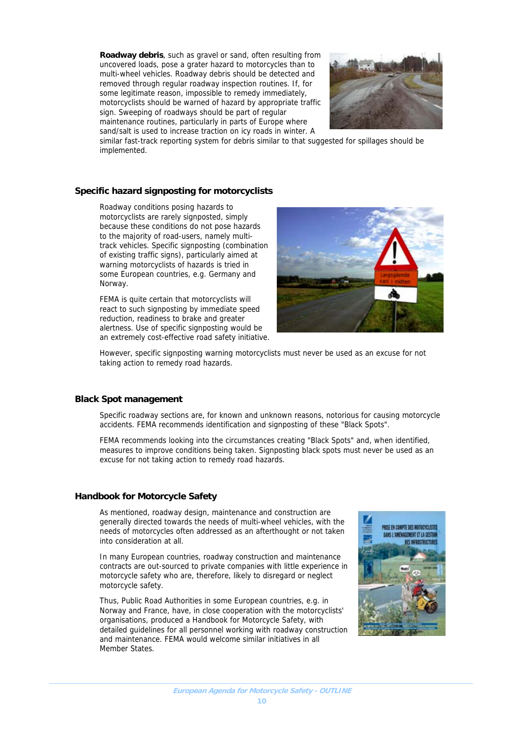**Roadway debris**, such as gravel or sand, often resulting from uncovered loads, pose a grater hazard to motorcycles than to multi-wheel vehicles. Roadway debris should be detected and removed through regular roadway inspection routines. If, for some legitimate reason, impossible to remedy immediately, motorcyclists should be warned of hazard by appropriate traffic sign. Sweeping of roadways should be part of regular maintenance routines, particularly in parts of Europe where sand/salt is used to increase traction on icy roads in winter. A similar fast-track reporting system for debris similar to that suggested for spillages should be implemented.

## Specific hazard signposting for motorcyclists

Roadway conditions posing hazards to motorcyclists are rarely signposted, simply because these conditions do not pose hazards to the majority of road-users, namely multi-track vehicles. Specific signposting (combination of existing traffic signs), particularly aimed at warning motorcyclists of hazards is tried in some European countries, e.g. Germany and Norway.

FEMA is quite certain that motorcyclists will react to such signposting by immediate speed reduction, readiness to brake and greater alertness. Use of specific signposting would be an extremely cost-effective road safety initiative.

However, specific signposting warning motorcyclists must never be used as an excuse for not taking action to remedy road hazards.

## Black Spot management

Specific roadway sections are, for known and unknown reasons, notorious for causing motorcycle accidents. FEMA recommends identification and signposting of these "Black Spots".

FEMA recommends looking into the circumstances creating "Black Spots" and, when identified, measures to improve conditions being taken. Signposting black spots must never be used as an excuse for not taking action to remedy road hazards.

## Handbook for Motorcycle Safety

As mentioned, roadway design, maintenance and construction are generally directed towards the needs of multi-wheel vehicles, with the needs of motorcycles often addressed as an afterthought or not taken into consideration at all.

In many European countries, roadway construction and maintenance contracts are out-sourced to private companies with little experience in motorcycle safety who are, therefore, likely to disregard or neglect motorcycle safety.

Thus, Public Road Authorities in some European countries, e.g. in Norway and France, have, in close cooperation with the motorcyclists' organisations, produced a Handbook for Motorcycle Safety, with detailed guidelines for all personnel working with roadway construction and maintenance. FEMA would welcome similar initiatives in all Member States.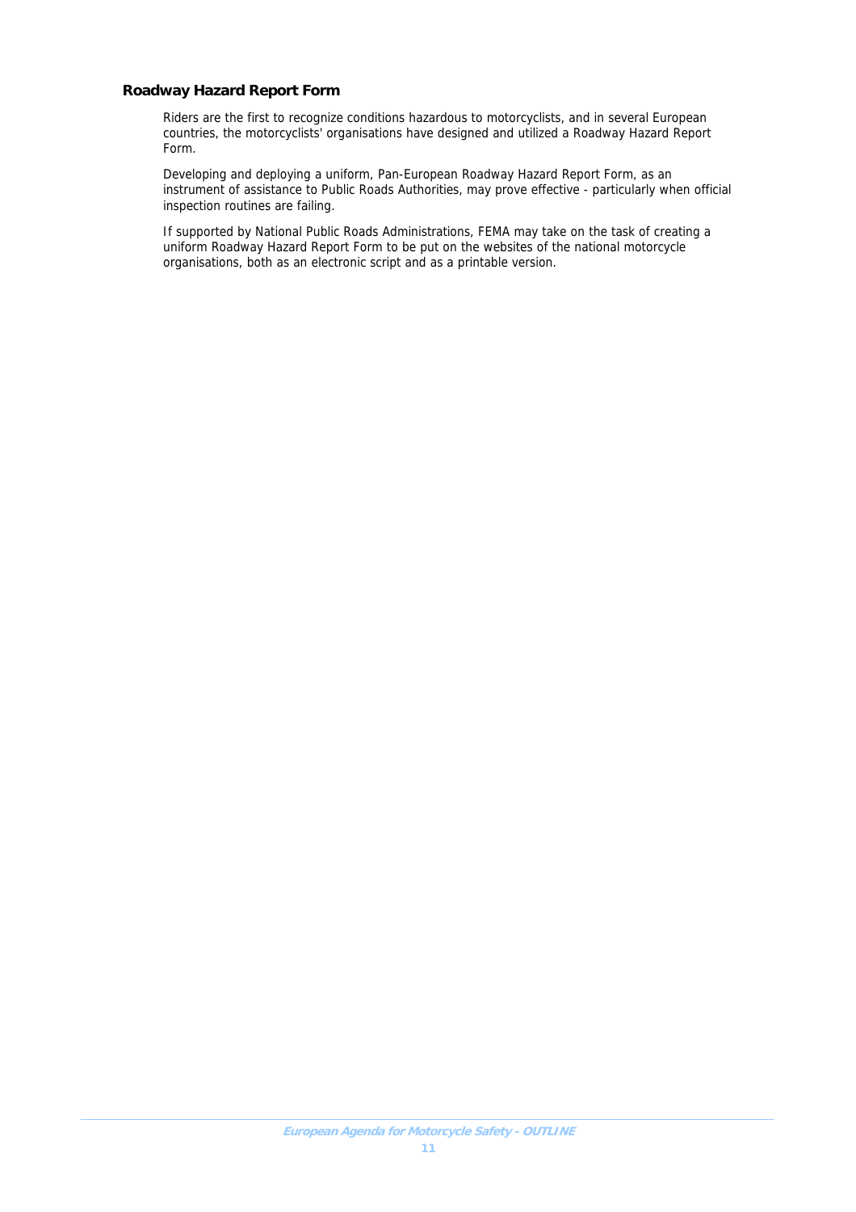### Roadway Hazard Report Form

Riders are the first to recognize conditions hazardous to motorcyclists, and in several European countries, the motorcyclists' organisations have designed and utilized a Roadway Hazard Report Form.

Developing and deploying a uniform, Pan-European Roadway Hazard Report Form, as an instrument of assistance to Public Roads Authorities, may prove effective - particularly when official inspection routines are failing.

If supported by National Public Roads Administrations, FEMA may take on the task of creating a uniform Roadway Hazard Report Form to be put on the websites of the national motorcycle organisations, both as an electronic script and as a printable version.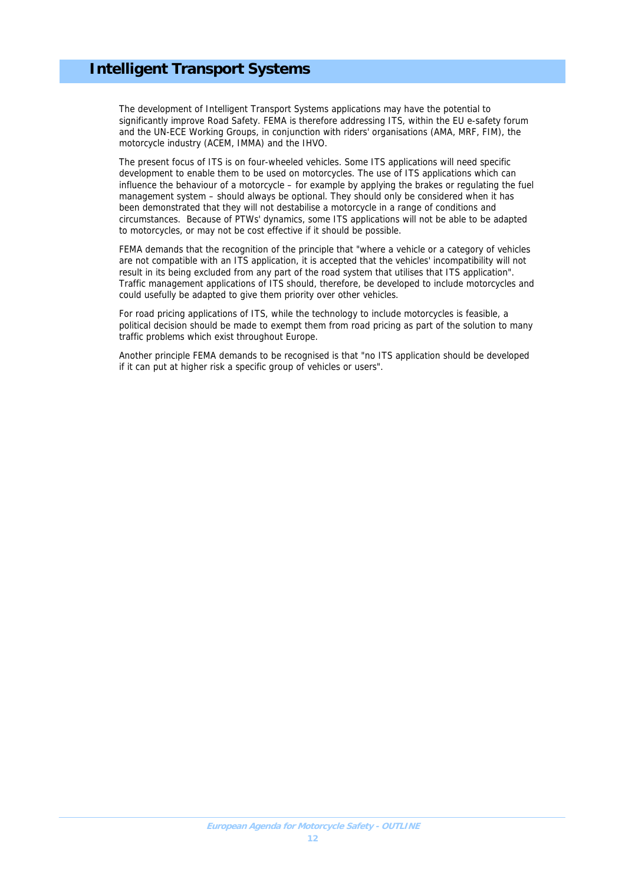# Intelligent Transport Systems

The development of Intelligent Transport Systems applications may have the potential to significantly improve Road Safety. FEMA is therefore addressing ITS, within the EU e-safety forum and the UN-ECE Working Groups, in conjunction with riders' organisations (AMA, MRF, FIM), the motorcycle industry (ACEM, IMMA) and the IHVO.

The present focus of ITS is on four-wheeled vehicles. Some ITS applications will need specific development to enable them to be used on motorcycles. The use of ITS applications which can influence the behaviour of a motorcycle – for example by applying the brakes or regulating the fuel management system – should always be optional. They should only be considered when it has been demonstrated that they will not destabilise a motorcycle in a range of conditions and circumstances. Because of PTWs' dynamics, some ITS applications will not be able to be adapted to motorcycles, or may not be cost effective if it should be possible.

FEMA demands that the recognition of the principle that "where a vehicle or a category of vehicles are not compatible with an ITS application, it is accepted that the vehicles' incompatibility will not result in its being excluded from any part of the road system that utilises that ITS application". Traffic management applications of ITS should, therefore, be developed to include motorcycles and could usefully be adapted to give them priority over other vehicles.

For road pricing applications of ITS, while the technology to include motorcycles is feasible, a political decision should be made to exempt them from road pricing as part of the solution to many traffic problems which exist throughout Europe.

Another principle FEMA demands to be recognised is that "no ITS application should be developed if it can put at higher risk a specific group of vehicles or users".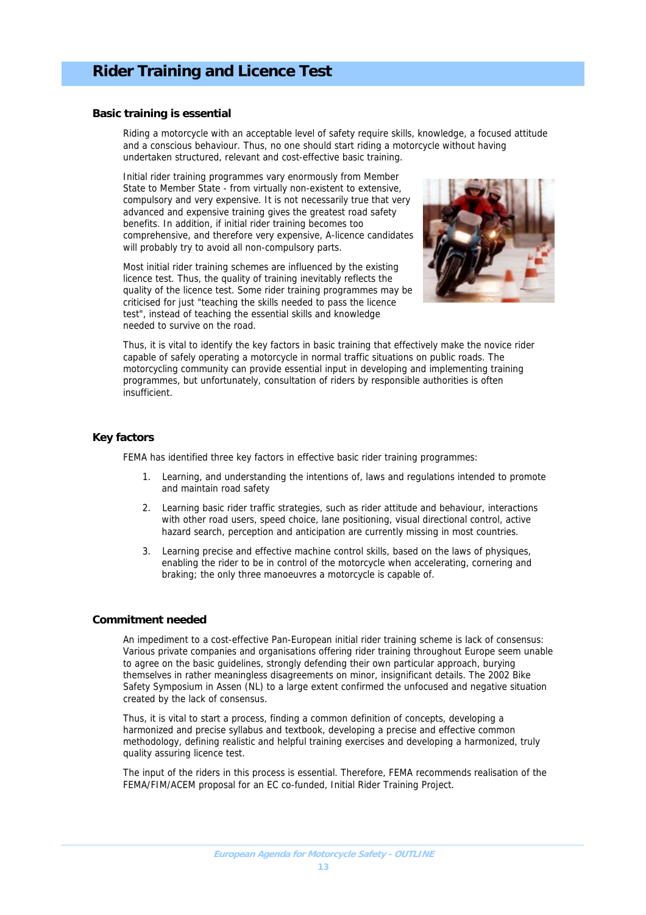# Rider Training and Licence Test

## Basic training is essential

Riding a motorcycle with an acceptable level of safety require skills, knowledge, a focused attitude and a conscious behaviour. Thus, no one should start riding a motorcycle without having undertaken structured, relevant and cost-effective basic training.

Initial rider training programmes vary enormously from Member State to Member State - from virtually non-existent to extensive, compulsory and very expensive. It is not necessarily true that very advanced and expensive training gives the greatest road safety benefits. In addition, if initial rider training becomes too comprehensive, and therefore very expensive, A-licence candidates will probably try to avoid all non-compulsory parts.

Most initial rider training schemes are influenced by the existing licence test. Thus, the quality of training inevitably reflects the quality of the licence test. Some rider training programmes may be criticised for just "teaching the skills needed to pass the licence test", instead of teaching the essential skills and knowledge needed to survive on the road.

Thus, it is vital to identify the key factors in basic training that effectively make the novice rider capable of safely operating a motorcycle in normal traffic situations on public roads. The motorcycling community can provide essential input in developing and implementing training programmes, but unfortunately, consultation of riders by responsible authorities is often insufficient.

## Key factors

FEMA has identified three key factors in effective basic rider training programmes:

1. Learning, and understanding the intentions of, laws and regulations intended to promote and maintain road safety
2. Learning basic rider traffic strategies, such as rider attitude and behaviour, interactions with other road users, speed choice, lane positioning, visual directional control, active hazard search, perception and anticipation are currently missing in most countries.
3. Learning precise and effective machine control skills, based on the laws of physiques, enabling the rider to be in control of the motorcycle when accelerating, cornering and braking; the only three manoeuvres a motorcycle is capable of.

## Commitment needed

An impediment to a cost-effective Pan-European initial rider training scheme is lack of consensus: Various private companies and organisations offering rider training throughout Europe seem unable to agree on the basic guidelines, strongly defending their own particular approach, burying themselves in rather meaningless disagreements on minor, insignificant details. The 2002 Bike Safety Symposium in Assen (NL) to a large extent confirmed the unfocused and negative situation created by the lack of consensus.

Thus, it is vital to start a process, finding a common definition of concepts, developing a harmonized and precise syllabus and textbook, developing a precise and effective common methodology, defining realistic and helpful training exercises and developing a harmonized, truly quality assuring licence test.

The input of the riders in this process is essential. Therefore, FEMA recommends realisation of the FEMA/FIM/ACEM proposal for an EC co-funded, Initial Rider Training Project.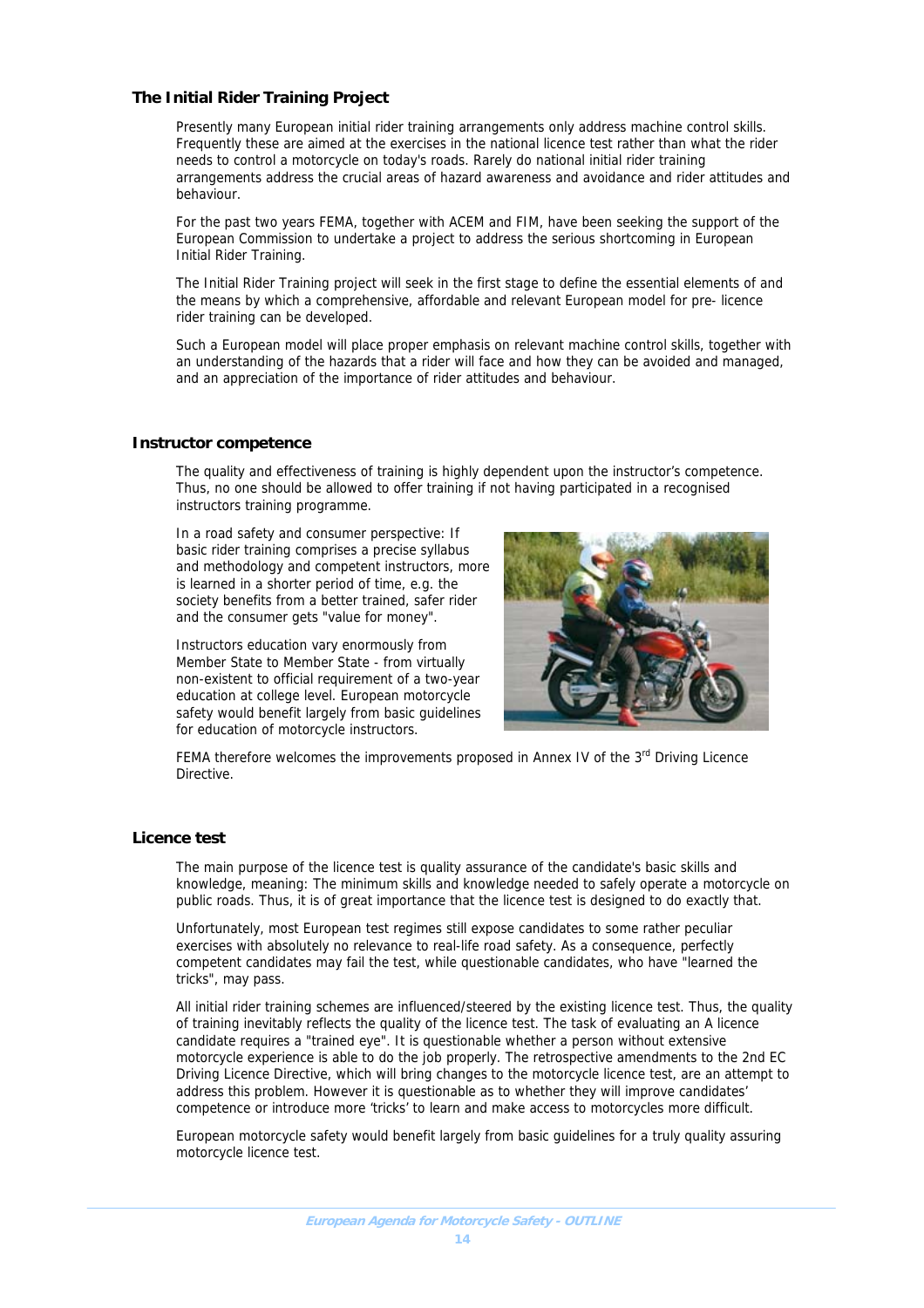### The Initial Rider Training Project

Presently many European initial rider training arrangements only address machine control skills. Frequently these are aimed at the exercises in the national licence test rather than what the rider needs to control a motorcycle on today's roads. Rarely do national initial rider training arrangements address the crucial areas of hazard awareness and avoidance and rider attitudes and behaviour.

For the past two years FEMA, together with ACEM and FIM, have been seeking the support of the European Commission to undertake a project to address the serious shortcoming in European Initial Rider Training.

The Initial Rider Training project will seek in the first stage to define the essential elements of and the means by which a comprehensive, affordable and relevant European model for pre- licence rider training can be developed.

Such a European model will place proper emphasis on relevant machine control skills, together with an understanding of the hazards that a rider will face and how they can be avoided and managed, and an appreciation of the importance of rider attitudes and behaviour.

### Instructor competence

The quality and effectiveness of training is highly dependent upon the instructor's competence. Thus, no one should be allowed to offer training if not having participated in a recognised instructors training programme.

In a road safety and consumer perspective: If basic rider training comprises a precise syllabus and methodology and competent instructors, more is learned in a shorter period of time, e.g. the society benefits from a better trained, safer rider and the consumer gets "value for money".

Instructors education vary enormously from Member State to Member State - from virtually non-existent to official requirement of a two-year education at college level. European motorcycle safety would benefit largely from basic guidelines for education of motorcycle instructors.

FEMA therefore welcomes the improvements proposed in Annex IV of the 3rd Driving Licence Directive.

### Licence test

The main purpose of the licence test is quality assurance of the candidate's basic skills and knowledge, meaning: The minimum skills and knowledge needed to safely operate a motorcycle on public roads. Thus, it is of great importance that the licence test is designed to do exactly that.

Unfortunately, most European test regimes still expose candidates to some rather peculiar exercises with absolutely no relevance to real-life road safety. As a consequence, perfectly competent candidates may fail the test, while questionable candidates, who have "learned the tricks", may pass.

All initial rider training schemes are influenced/steered by the existing licence test. Thus, the quality of training inevitably reflects the quality of the licence test. The task of evaluating an A licence candidate requires a "trained eye". It is questionable whether a person without extensive motorcycle experience is able to do the job properly. The retrospective amendments to the 2nd EC Driving Licence Directive, which will bring changes to the motorcycle licence test, are an attempt to address this problem. However it is questionable as to whether they will improve candidates' competence or introduce more 'tricks' to learn and make access to motorcycles more difficult.

European motorcycle safety would benefit largely from basic guidelines for a truly quality assuring motorcycle licence test.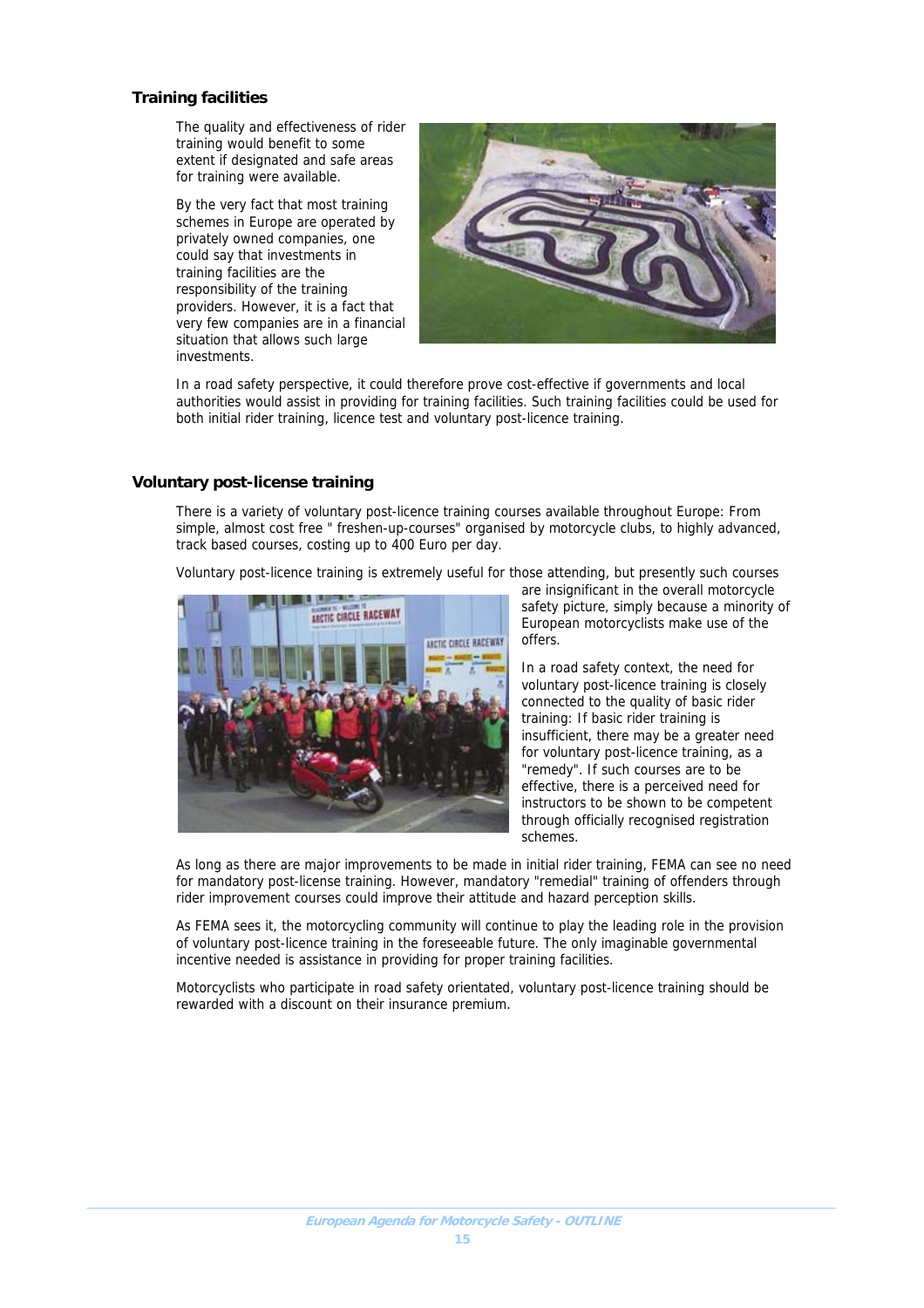### Training facilities

The quality and effectiveness of rider training would benefit to some extent if designated and safe areas for training were available.

By the very fact that most training schemes in Europe are operated by privately owned companies, one could say that investments in training facilities are the responsibility of the training providers. However, it is a fact that very few companies are in a financial situation that allows such large investments.

In a road safety perspective, it could therefore prove cost-effective if governments and local authorities would assist in providing for training facilities. Such training facilities could be used for both initial rider training, licence test and voluntary post-licence training.

### Voluntary post-license training

There is a variety of voluntary post-licence training courses available throughout Europe: From simple, almost cost free " freshen-up-courses" organised by motorcycle clubs, to highly advanced, track based courses, costing up to 400 Euro per day.

Voluntary post-licence training is extremely useful for those attending, but presently such courses are insignificant in the overall motorcycle safety picture, simply because a minority of European motorcyclists make use of the offers.

In a road safety context, the need for voluntary post-licence training is closely connected to the quality of basic rider training: If basic rider training is insufficient, there may be a greater need for voluntary post-licence training, as a "remedy". If such courses are to be effective, there is a perceived need for instructors to be shown to be competent through officially recognised registration schemes.

As long as there are major improvements to be made in initial rider training, FEMA can see no need for mandatory post-license training. However, mandatory "remedial" training of offenders through rider improvement courses could improve their attitude and hazard perception skills.

As FEMA sees it, the motorcycling community will continue to play the leading role in the provision of voluntary post-licence training in the foreseeable future. The only imaginable governmental incentive needed is assistance in providing for proper training facilities.

Motorcyclists who participate in road safety orientated, voluntary post-licence training should be rewarded with a discount on their insurance premium.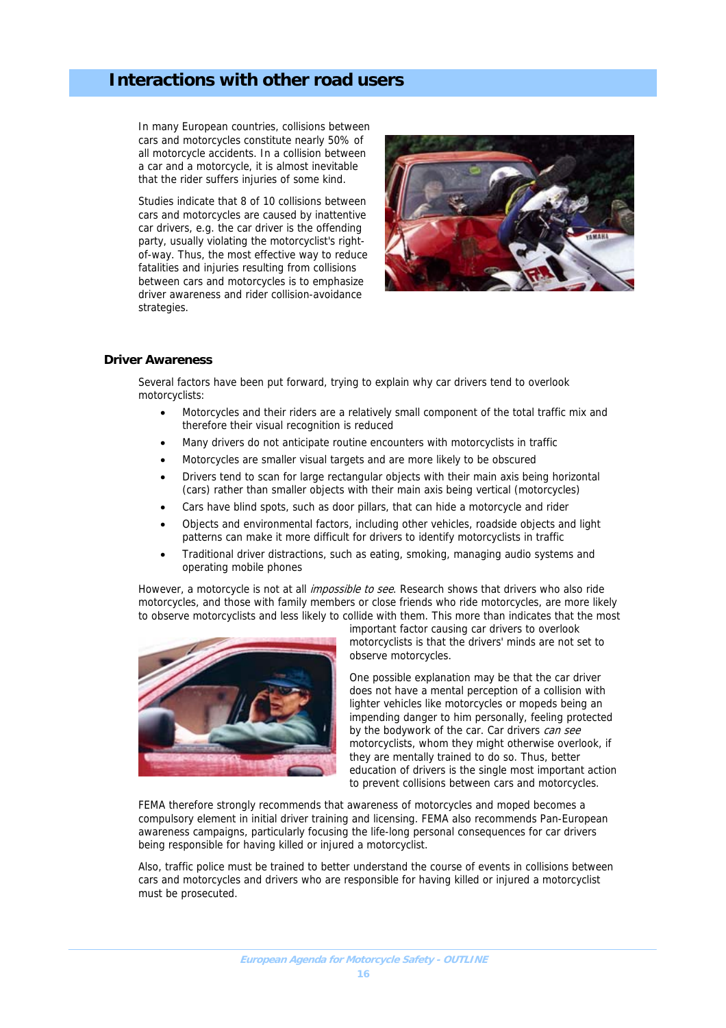# Interactions with other road users

In many European countries, collisions between cars and motorcycles constitute nearly 50% of all motorcycle accidents. In a collision between a car and a motorcycle, it is almost inevitable that the rider suffers injuries of some kind.

Studies indicate that 8 of 10 collisions between cars and motorcycles are caused by inattentive car drivers, e.g. the car driver is the offending party, usually violating the motorcyclist's right-of-way. Thus, the most effective way to reduce fatalities and injuries resulting from collisions between cars and motorcycles is to emphasize driver awareness and rider collision-avoidance strategies.

## Driver Awareness

Several factors have been put forward, trying to explain why car drivers tend to overlook motorcyclists:

- Motorcycles and their riders are a relatively small component of the total traffic mix and therefore their visual recognition is reduced
- Many drivers do not anticipate routine encounters with motorcyclists in traffic
- Motorcycles are smaller visual targets and are more likely to be obscured
- Drivers tend to scan for large rectangular objects with their main axis being horizontal (cars) rather than smaller objects with their main axis being vertical (motorcycles)
- Cars have blind spots, such as door pillars, that can hide a motorcycle and rider
- Objects and environmental factors, including other vehicles, roadside objects and light patterns can make it more difficult for drivers to identify motorcyclists in traffic
- Traditional driver distractions, such as eating, smoking, managing audio systems and operating mobile phones

However, a motorcycle is not at all *impossible to see*. Research shows that drivers who also ride motorcycles, and those with family members or close friends who ride motorcycles, are more likely to observe motorcyclists and less likely to collide with them. This more than indicates that the most important factor causing car drivers to overlook motorcyclists is that the drivers' minds are not set to observe motorcycles.

One possible explanation may be that the car driver does not have a mental perception of a collision with lighter vehicles like motorcycles or mopeds being an impending danger to him personally, feeling protected by the bodywork of the car. Car drivers *can see* motorcyclists, whom they might otherwise overlook, if they are mentally trained to do so. Thus, better education of drivers is the single most important action to prevent collisions between cars and motorcycles.

FEMA therefore strongly recommends that awareness of motorcycles and moped becomes a compulsory element in initial driver training and licensing. FEMA also recommends Pan-European awareness campaigns, particularly focusing the life-long personal consequences for car drivers being responsible for having killed or injured a motorcyclist.

Also, traffic police must be trained to better understand the course of events in collisions between cars and motorcycles and drivers who are responsible for having killed or injured a motorcyclist must be prosecuted.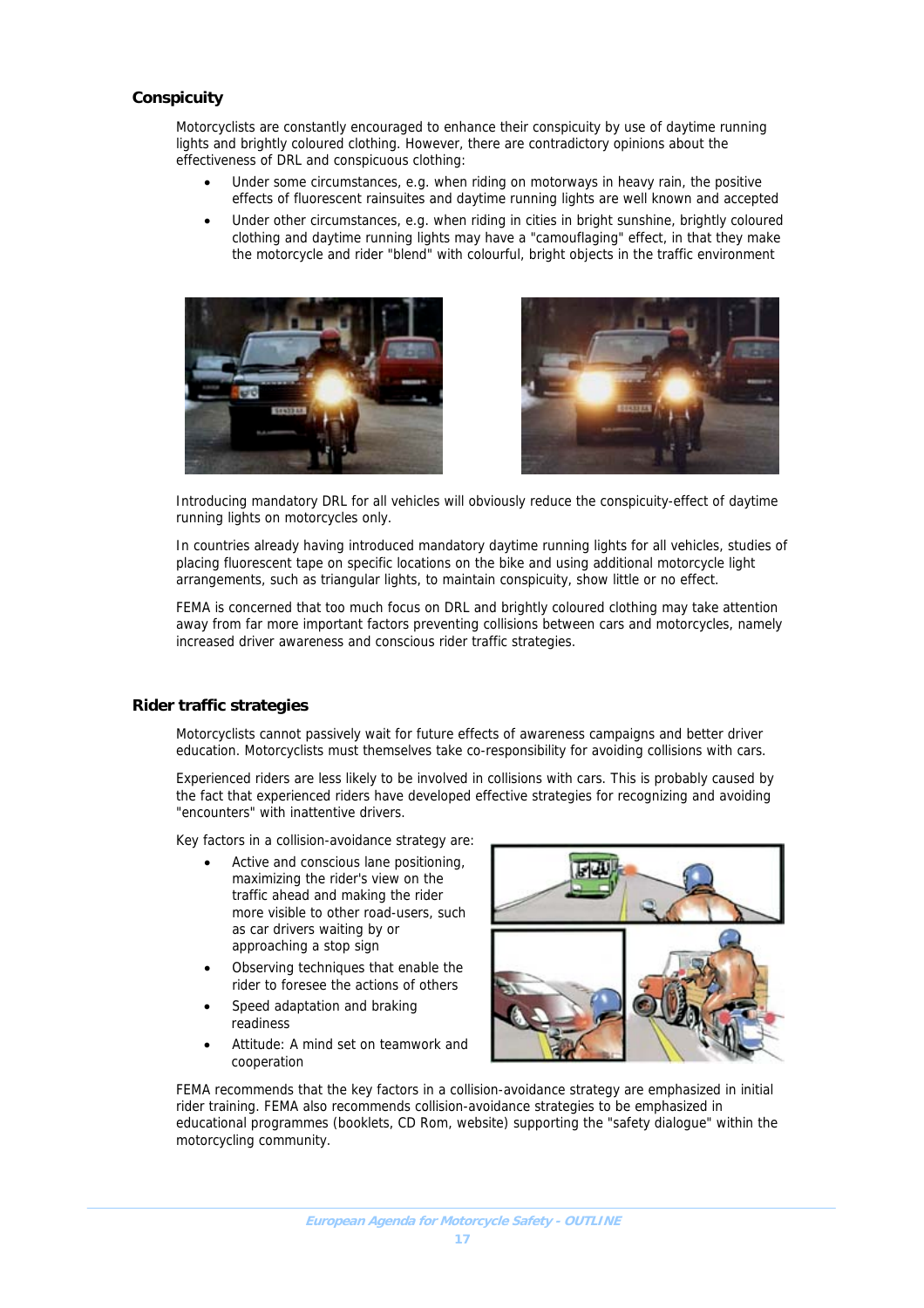## Conspicuity

Motorcyclists are constantly encouraged to enhance their conspicuity by use of daytime running lights and brightly coloured clothing. However, there are contradictory opinions about the effectiveness of DRL and conspicuous clothing:

- Under some circumstances, e.g. when riding on motorways in heavy rain, the positive effects of fluorescent rainsuites and daytime running lights are well known and accepted
- Under other circumstances, e.g. when riding in cities in bright sunshine, brightly coloured clothing and daytime running lights may have a "camouflaging" effect, in that they make the motorcycle and rider "blend" with colourful, bright objects in the traffic environment

Introducing mandatory DRL for all vehicles will obviously reduce the conspicuity-effect of daytime running lights on motorcycles only.

In countries already having introduced mandatory daytime running lights for all vehicles, studies of placing fluorescent tape on specific locations on the bike and using additional motorcycle light arrangements, such as triangular lights, to maintain conspicuity, show little or no effect.

FEMA is concerned that too much focus on DRL and brightly coloured clothing may take attention away from far more important factors preventing collisions between cars and motorcycles, namely increased driver awareness and conscious rider traffic strategies.

## Rider traffic strategies

Motorcyclists cannot passively wait for future effects of awareness campaigns and better driver education. Motorcyclists must themselves take co-responsibility for avoiding collisions with cars.

Experienced riders are less likely to be involved in collisions with cars. This is probably caused by the fact that experienced riders have developed effective strategies for recognizing and avoiding "encounters" with inattentive drivers.

Key factors in a collision-avoidance strategy are:

- Active and conscious lane positioning, maximizing the rider's view on the traffic ahead and making the rider more visible to other road-users, such as car drivers waiting by or approaching a stop sign
- Observing techniques that enable the rider to foresee the actions of others
- Speed adaptation and braking readiness
- Attitude: A mind set on teamwork and cooperation

FEMA recommends that the key factors in a collision-avoidance strategy are emphasized in initial rider training. FEMA also recommends collision-avoidance strategies to be emphasized in educational programmes (booklets, CD Rom, website) supporting the "safety dialogue" within the motorcycling community.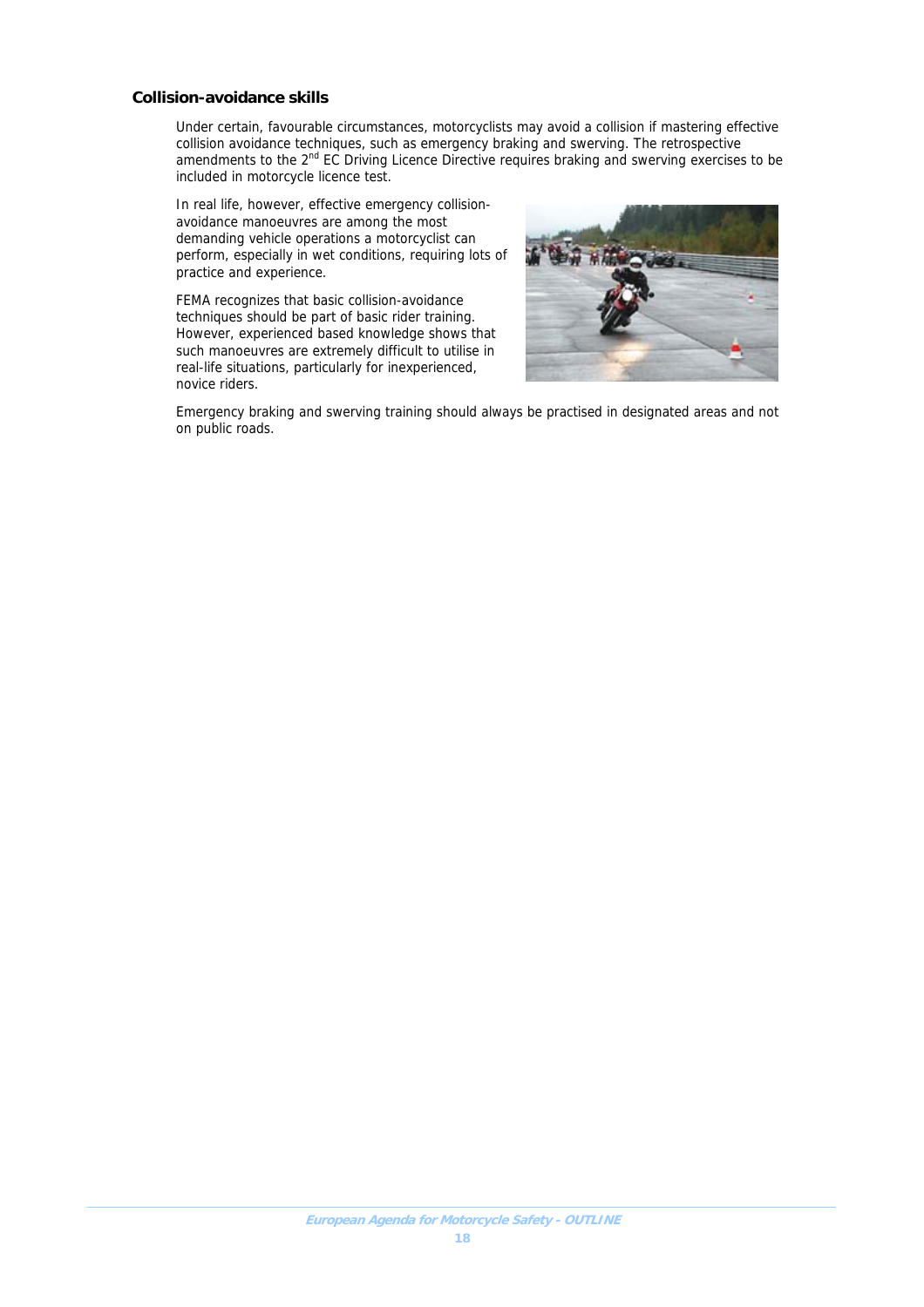### Collision-avoidance skills

Under certain, favourable circumstances, motorcyclists may avoid a collision if mastering effective collision avoidance techniques, such as emergency braking and swerving. The retrospective amendments to the 2nd EC Driving Licence Directive requires braking and swerving exercises to be included in motorcycle licence test.

In real life, however, effective emergency collision-avoidance manoeuvres are among the most demanding vehicle operations a motorcyclist can perform, especially in wet conditions, requiring lots of practice and experience.

FEMA recognizes that basic collision-avoidance techniques should be part of basic rider training. However, experienced based knowledge shows that such manoeuvres are extremely difficult to utilise in real-life situations, particularly for inexperienced, novice riders.

Emergency braking and swerving training should always be practised in designated areas and not on public roads.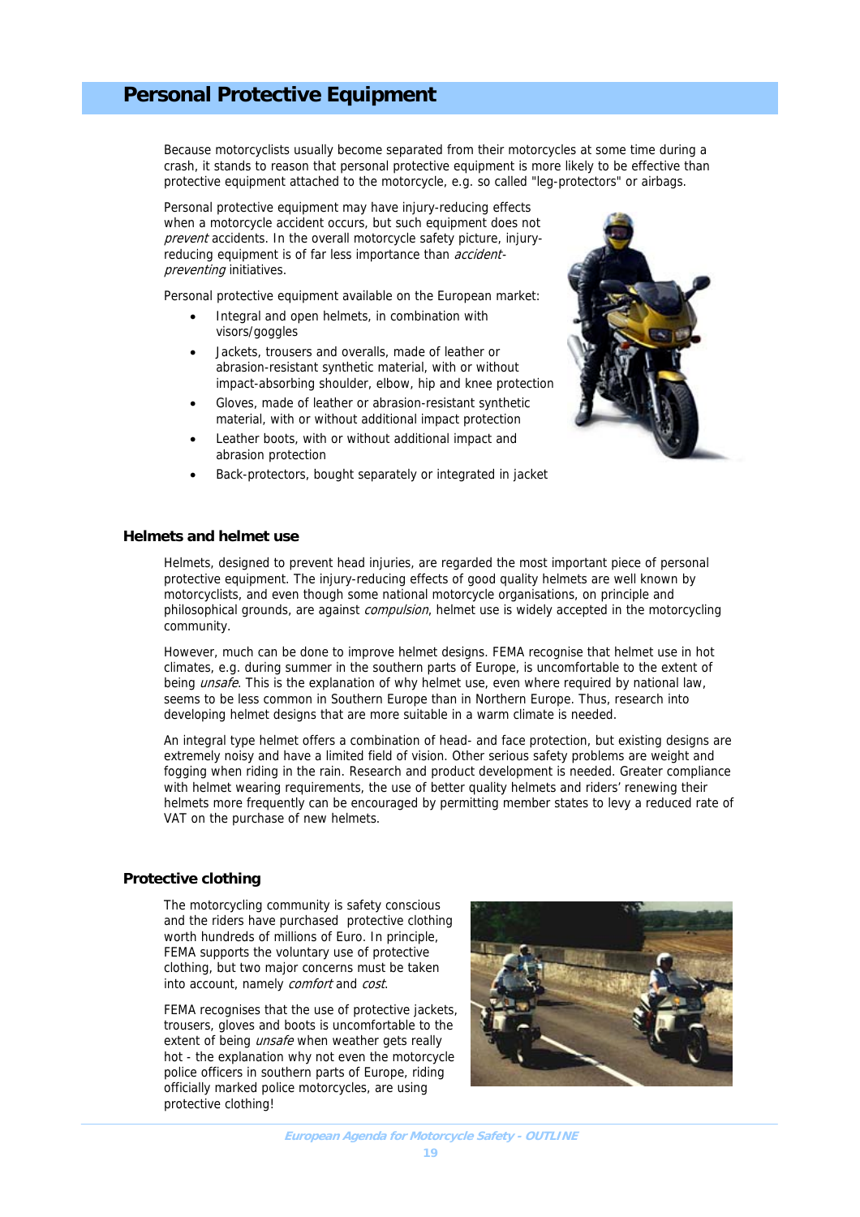# Personal Protective Equipment

Because motorcyclists usually become separated from their motorcycles at some time during a crash, it stands to reason that personal protective equipment is more likely to be effective than protective equipment attached to the motorcycle, e.g. so called "leg-protectors" or airbags.

Personal protective equipment may have injury-reducing effects when a motorcycle accident occurs, but such equipment does not *prevent* accidents. In the overall motorcycle safety picture, injury-reducing equipment is of far less importance than *accident-preventing* initiatives.

Personal protective equipment available on the European market:

- Integral and open helmets, in combination with visors/goggles
- Jackets, trousers and overalls, made of leather or abrasion-resistant synthetic material, with or without impact-absorbing shoulder, elbow, hip and knee protection
- Gloves, made of leather or abrasion-resistant synthetic material, with or without additional impact protection
- Leather boots, with or without additional impact and abrasion protection
- Back-protectors, bought separately or integrated in jacket

## Helmets and helmet use

Helmets, designed to prevent head injuries, are regarded the most important piece of personal protective equipment. The injury-reducing effects of good quality helmets are well known by motorcyclists, and even though some national motorcycle organisations, on principle and philosophical grounds, are against *compulsion*, helmet use is widely accepted in the motorcycling community.

However, much can be done to improve helmet designs. FEMA recognise that helmet use in hot climates, e.g. during summer in the southern parts of Europe, is uncomfortable to the extent of being *unsafe*. This is the explanation of why helmet use, even where required by national law, seems to be less common in Southern Europe than in Northern Europe. Thus, research into developing helmet designs that are more suitable in a warm climate is needed.

An integral type helmet offers a combination of head- and face protection, but existing designs are extremely noisy and have a limited field of vision. Other serious safety problems are weight and fogging when riding in the rain. Research and product development is needed. Greater compliance with helmet wearing requirements, the use of better quality helmets and riders' renewing their helmets more frequently can be encouraged by permitting member states to levy a reduced rate of VAT on the purchase of new helmets.

## Protective clothing

The motorcycling community is safety conscious and the riders have purchased protective clothing worth hundreds of millions of Euro. In principle, FEMA supports the voluntary use of protective clothing, but two major concerns must be taken into account, namely *comfort* and *cost*.

FEMA recognises that the use of protective jackets, trousers, gloves and boots is uncomfortable to the extent of being *unsafe* when weather gets really hot - the explanation why not even the motorcycle police officers in southern parts of Europe, riding officially marked police motorcycles, are using protective clothing!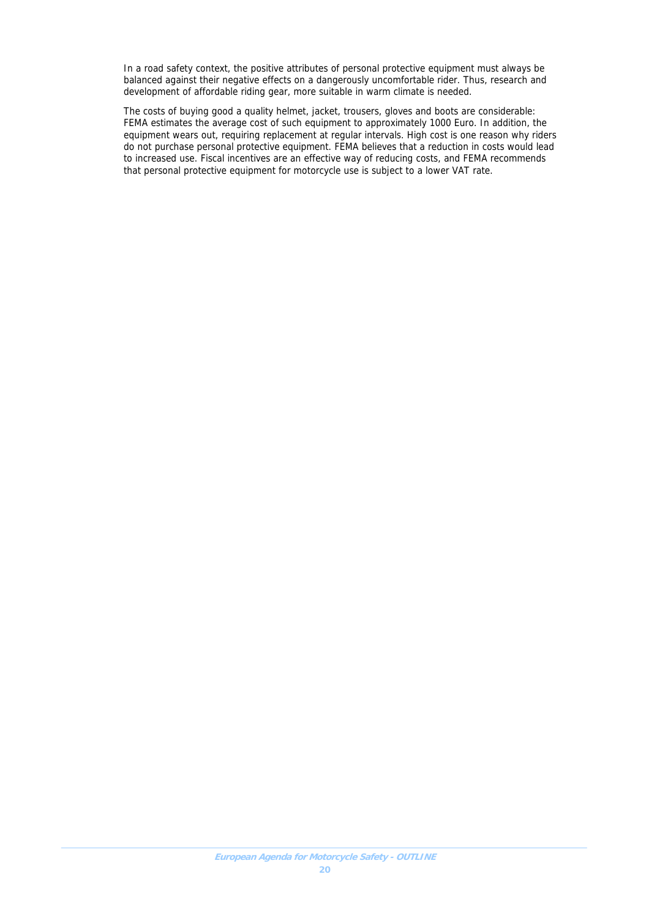In a road safety context, the positive attributes of personal protective equipment must always be balanced against their negative effects on a dangerously uncomfortable rider. Thus, research and development of affordable riding gear, more suitable in warm climate is needed.

The costs of buying good a quality helmet, jacket, trousers, gloves and boots are considerable: FEMA estimates the average cost of such equipment to approximately 1000 Euro. In addition, the equipment wears out, requiring replacement at regular intervals. High cost is one reason why riders do not purchase personal protective equipment. FEMA believes that a reduction in costs would lead to increased use. Fiscal incentives are an effective way of reducing costs, and FEMA recommends that personal protective equipment for motorcycle use is subject to a lower VAT rate.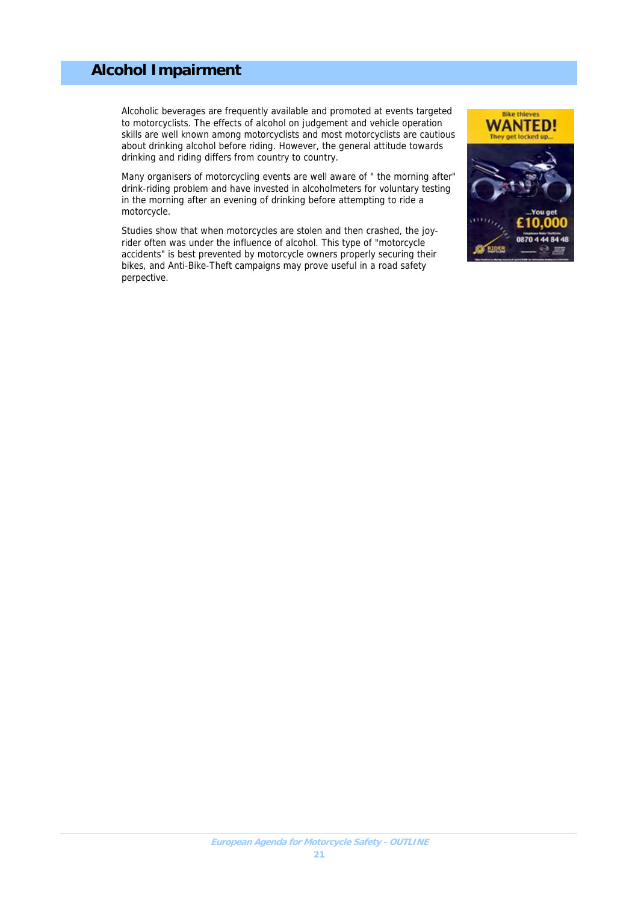# Alcohol Impairment

Alcoholic beverages are frequently available and promoted at events targeted to motorcyclists. The effects of alcohol on judgement and vehicle operation skills are well known among motorcyclists and most motorcyclists are cautious about drinking alcohol before riding. However, the general attitude towards drinking and riding differs from country to country.

Many organisers of motorcycling events are well aware of " the morning after" drink-riding problem and have invested in alcoholmeters for voluntary testing in the morning after an evening of drinking before attempting to ride a motorcycle.

Studies show that when motorcycles are stolen and then crashed, the joy-rider often was under the influence of alcohol. This type of "motorcycle accidents" is best prevented by motorcycle owners properly securing their bikes, and Anti-Bike-Theft campaigns may prove useful in a road safety perpective.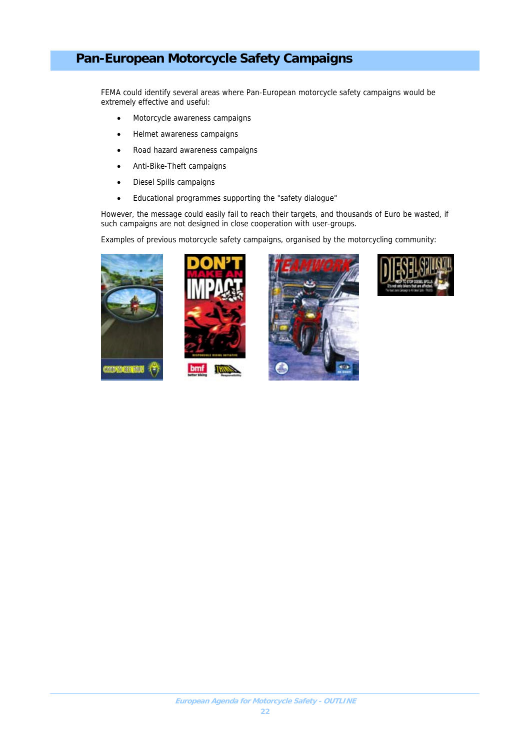# Pan-European Motorcycle Safety Campaigns

FEMA could identify several areas where Pan-European motorcycle safety campaigns would be extremely effective and useful:

- Motorcycle awareness campaigns
- Helmet awareness campaigns
- Road hazard awareness campaigns
- Anti-Bike-Theft campaigns
- Diesel Spills campaigns
- Educational programmes supporting the "safety dialogue"

However, the message could easily fail to reach their targets, and thousands of Euro be wasted, if such campaigns are not designed in close cooperation with user-groups.

Examples of previous motorcycle safety campaigns, organised by the motorcycling community: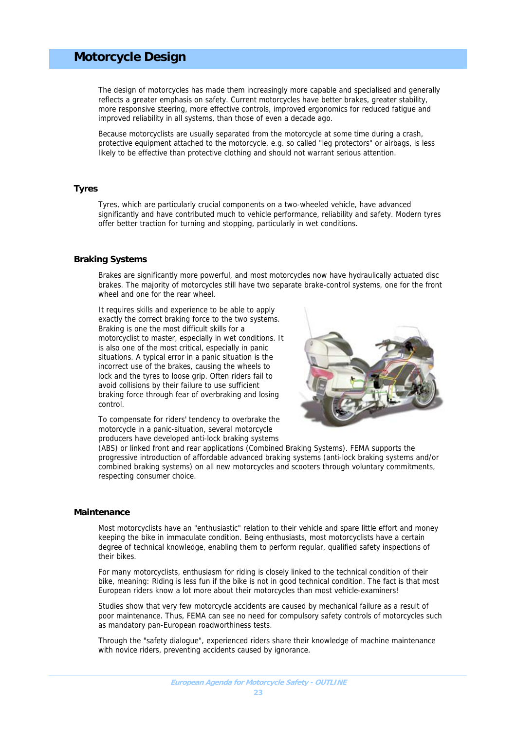# Motorcycle Design

The design of motorcycles has made them increasingly more capable and specialised and generally reflects a greater emphasis on safety. Current motorcycles have better brakes, greater stability, more responsive steering, more effective controls, improved ergonomics for reduced fatigue and improved reliability in all systems, than those of even a decade ago.

Because motorcyclists are usually separated from the motorcycle at some time during a crash, protective equipment attached to the motorcycle, e.g. so called "leg protectors" or airbags, is less likely to be effective than protective clothing and should not warrant serious attention.

## Tyres

Tyres, which are particularly crucial components on a two-wheeled vehicle, have advanced significantly and have contributed much to vehicle performance, reliability and safety. Modern tyres offer better traction for turning and stopping, particularly in wet conditions.

## Braking Systems

Brakes are significantly more powerful, and most motorcycles now have hydraulically actuated disc brakes. The majority of motorcycles still have two separate brake-control systems, one for the front wheel and one for the rear wheel.

It requires skills and experience to be able to apply exactly the correct braking force to the two systems. Braking is one the most difficult skills for a motorcyclist to master, especially in wet conditions. It is also one of the most critical, especially in panic situations. A typical error in a panic situation is the incorrect use of the brakes, causing the wheels to lock and the tyres to loose grip. Often riders fail to avoid collisions by their failure to use sufficient braking force through fear of overbraking and losing control.

To compensate for riders' tendency to overbrake the motorcycle in a panic-situation, several motorcycle producers have developed anti-lock braking systems (ABS) or linked front and rear applications (Combined Braking Systems). FEMA supports the progressive introduction of affordable advanced braking systems (anti-lock braking systems and/or combined braking systems) on all new motorcycles and scooters through voluntary commitments, respecting consumer choice.

## Maintenance

Most motorcyclists have an "enthusiastic" relation to their vehicle and spare little effort and money keeping the bike in immaculate condition. Being enthusiasts, most motorcyclists have a certain degree of technical knowledge, enabling them to perform regular, qualified safety inspections of their bikes.

For many motorcyclists, enthusiasm for riding is closely linked to the technical condition of their bike, meaning: Riding is less fun if the bike is not in good technical condition. The fact is that most European riders know a lot more about their motorcycles than most vehicle-examiners!

Studies show that very few motorcycle accidents are caused by mechanical failure as a result of poor maintenance. Thus, FEMA can see no need for compulsory safety controls of motorcycles such as mandatory pan-European roadworthiness tests.

Through the "safety dialogue", experienced riders share their knowledge of machine maintenance with novice riders, preventing accidents caused by ignorance.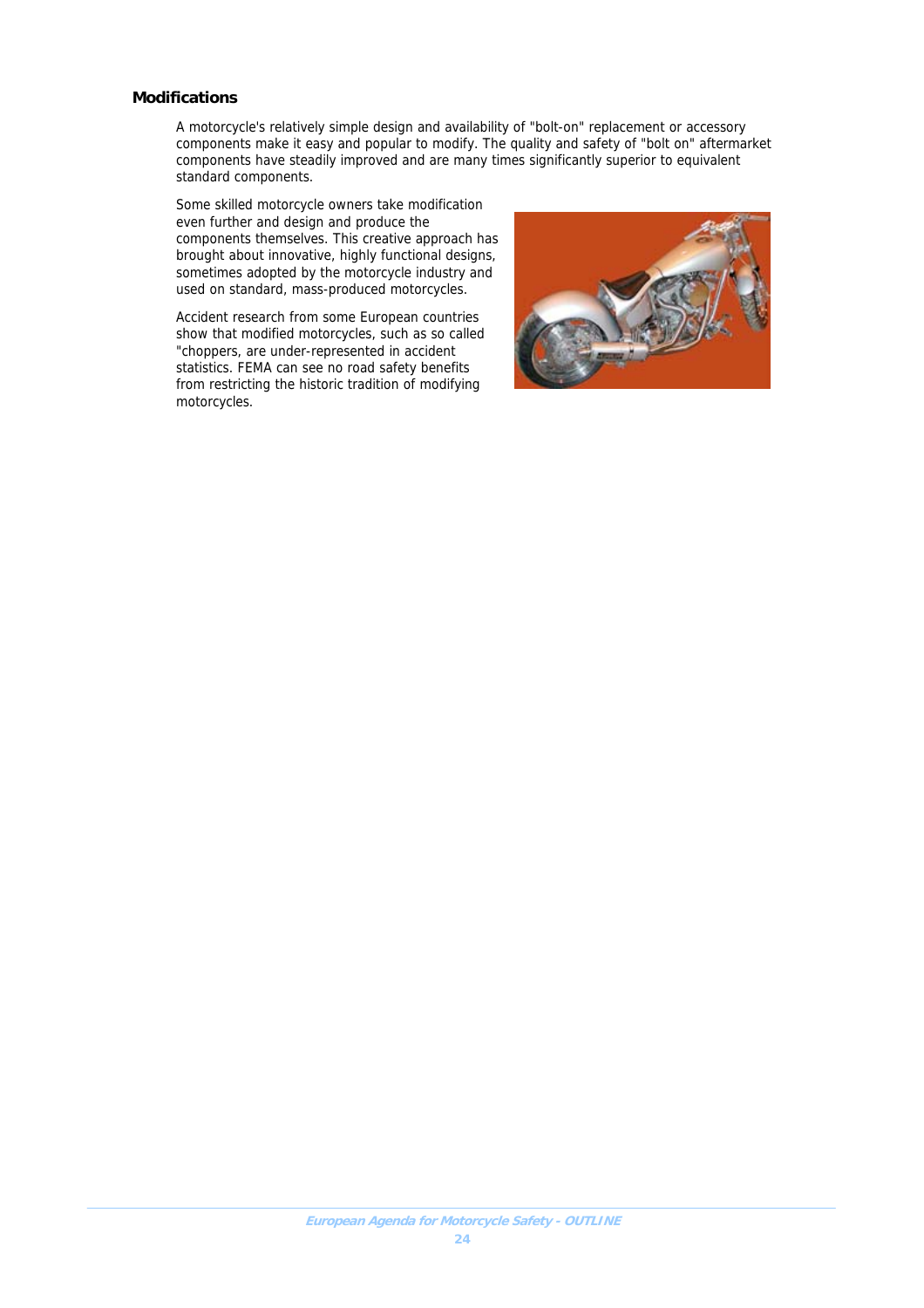## Modifications

A motorcycle's relatively simple design and availability of "bolt-on" replacement or accessory components make it easy and popular to modify. The quality and safety of "bolt on" aftermarket components have steadily improved and are many times significantly superior to equivalent standard components.

Some skilled motorcycle owners take modification even further and design and produce the components themselves. This creative approach has brought about innovative, highly functional designs, sometimes adopted by the motorcycle industry and used on standard, mass-produced motorcycles.

Accident research from some European countries show that modified motorcycles, such as so called "choppers, are under-represented in accident statistics. FEMA can see no road safety benefits from restricting the historic tradition of modifying motorcycles.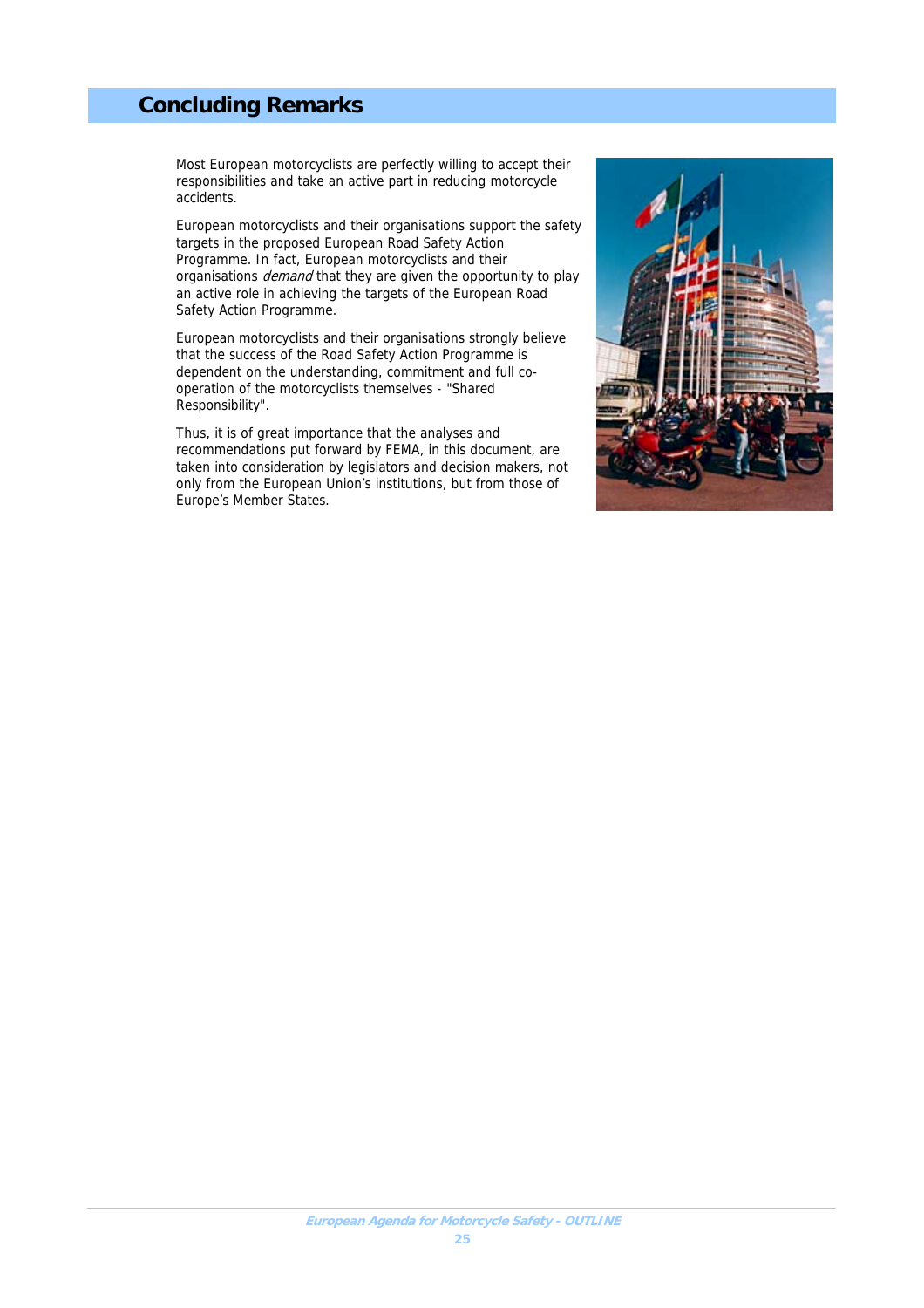# Concluding Remarks

Most European motorcyclists are perfectly willing to accept their responsibilities and take an active part in reducing motorcycle accidents.

European motorcyclists and their organisations support the safety targets in the proposed European Road Safety Action Programme. In fact, European motorcyclists and their organisations *demand* that they are given the opportunity to play an active role in achieving the targets of the European Road Safety Action Programme.

European motorcyclists and their organisations strongly believe that the success of the Road Safety Action Programme is dependent on the understanding, commitment and full co-operation of the motorcyclists themselves - "Shared Responsibility".

Thus, it is of great importance that the analyses and recommendations put forward by FEMA, in this document, are taken into consideration by legislators and decision makers, not only from the European Union's institutions, but from those of Europe's Member States.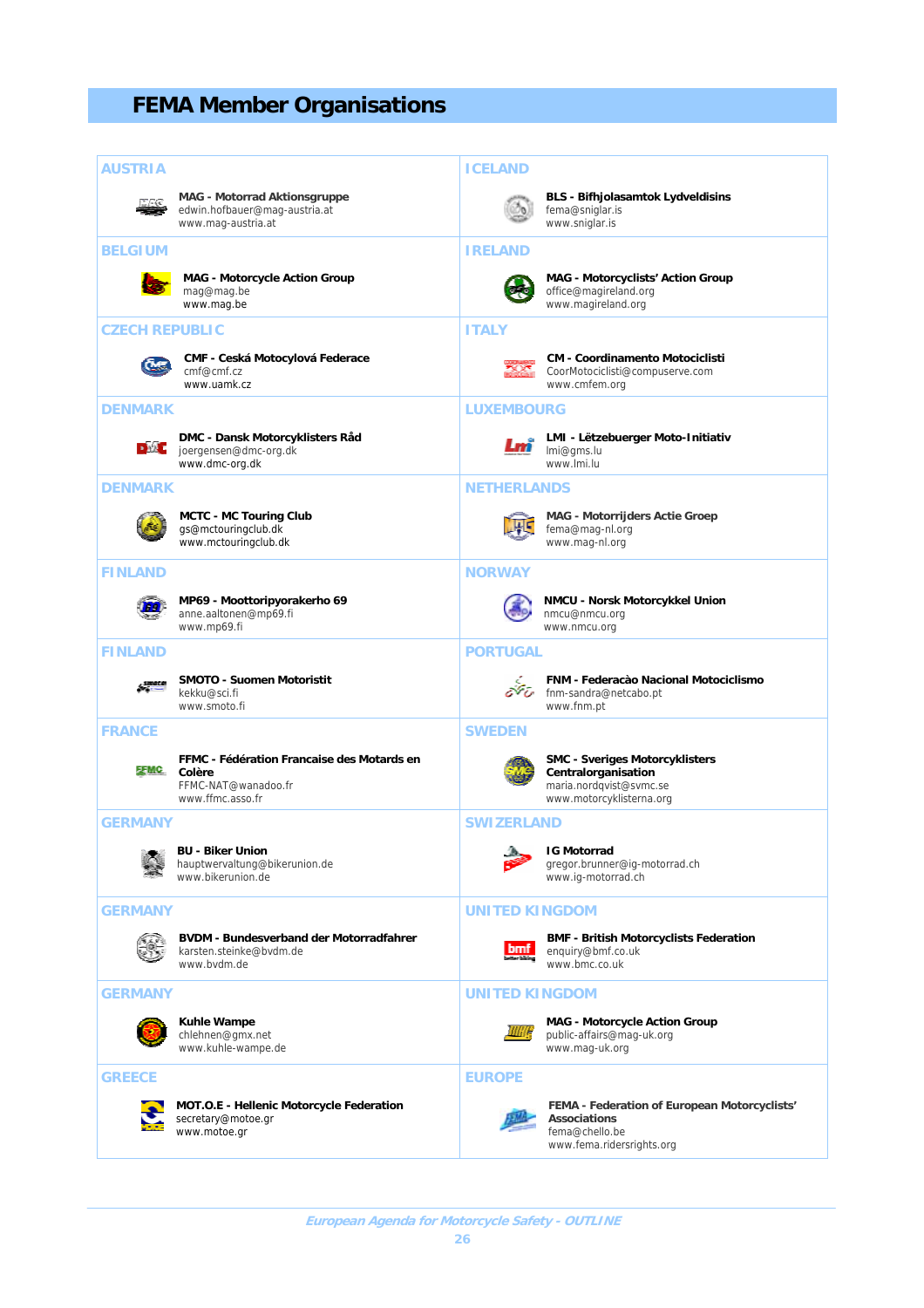# FEMA Member Organisations

| | |
|---|---|
| **AUSTRIA**<br>**MAG - Motorrad Aktionsgruppe**<br>edwin.hofbauer@mag-austria.at<br>www.mag-austria.at | **ICELAND**<br>**BLS - Bifhjolasamtok Lydveldisins**<br>fema@sniglar.is<br>www.sniglar.is |
| **BELGIUM**<br>**MAG - Motorcycle Action Group**<br>mag@mag.be<br>www.mag.be | **IRELAND**<br>**MAG - Motorcyclists' Action Group**<br>office@magireland.org<br>www.magireland.org |
| **CZECH REPUBLIC**<br>**CMF - Ceská Motocylová Federace**<br>cmf@cmf.cz<br>www.uamk.cz | **ITALY**<br>**CM - Coordinamento Motociclisti**<br>CoorMotociclisti@compuserve.com<br>www.cmfem.org |
| **DENMARK**<br>**DMC - Dansk Motorcyklisters Råd**<br>joergensen@dmc-org.dk<br>www.dmc-org.dk | **LUXEMBOURG**<br>**LMI - Lëtzebuerger Moto-Initiativ**<br>lmi@gms.lu<br>www.lmi.lu |
| **DENMARK**<br>**MCTC - MC Touring Club**<br>gs@mctouringclub.dk<br>www.mctouringclub.dk | **NETHERLANDS**<br>**MAG - Motorrijders Actie Groep**<br>fema@mag-nl.org<br>www.mag-nl.org |
| **FINLAND**<br>**MP69 - Moottoripyorakerho 69**<br>anne.aaltonen@mp69.fi<br>www.mp69.fi | **NORWAY**<br>**NMCU - Norsk Motorcykkel Union**<br>nmcu@nmcu.org<br>www.nmcu.org |
| **FINLAND**<br>**SMOTO - Suomen Motoristit**<br>kekku@sci.fi<br>www.smoto.fi | **PORTUGAL**<br>**FNM - Federacào Nacional Motociclismo**<br>fnm-sandra@netcabo.pt<br>www.fnm.pt |
| **FRANCE**<br>**FFMC - Fédération Francaise des Motards en Colère**<br>FFMC-NAT@wanadoo.fr<br>www.ffmc.asso.fr | **SWEDEN**<br>**SMC - Sveriges Motorcyklisters Centralorganisation**<br>maria.nordqvist@svmc.se<br>www.motorcyklisterna.org |
| **GERMANY**<br>**BU - Biker Union**<br>hauptwervaltung@bikerunion.de<br>www.bikerunion.de | **SWIZERLAND**<br>**IG Motorrad**<br>gregor.brunner@ig-motorrad.ch<br>www.ig-motorrad.ch |
| **GERMANY**<br>**BVDM - Bundesverband der Motorradfahrer**<br>karsten.steinke@bvdm.de<br>www.bvdm.de | **UNITED KINGDOM**<br>**BMF - British Motorcyclists Federation**<br>enquiry@bmf.co.uk<br>www.bmc.co.uk |
| **GERMANY**<br>**Kuhle Wampe**<br>chlehnen@gmx.net<br>www.kuhle-wampe.de | **UNITED KINGDOM**<br>**MAG - Motorcycle Action Group**<br>public-affairs@mag-uk.org<br>www.mag-uk.org |
| **GREECE**<br>**MOT.O.E - Hellenic Motorcycle Federation**<br>secretary@motoe.gr<br>www.motoe.gr | **EUROPE**<br>**FEMA - Federation of European Motorcyclists' Associations**<br>fema@chello.be<br>www.fema.ridersrights.org |